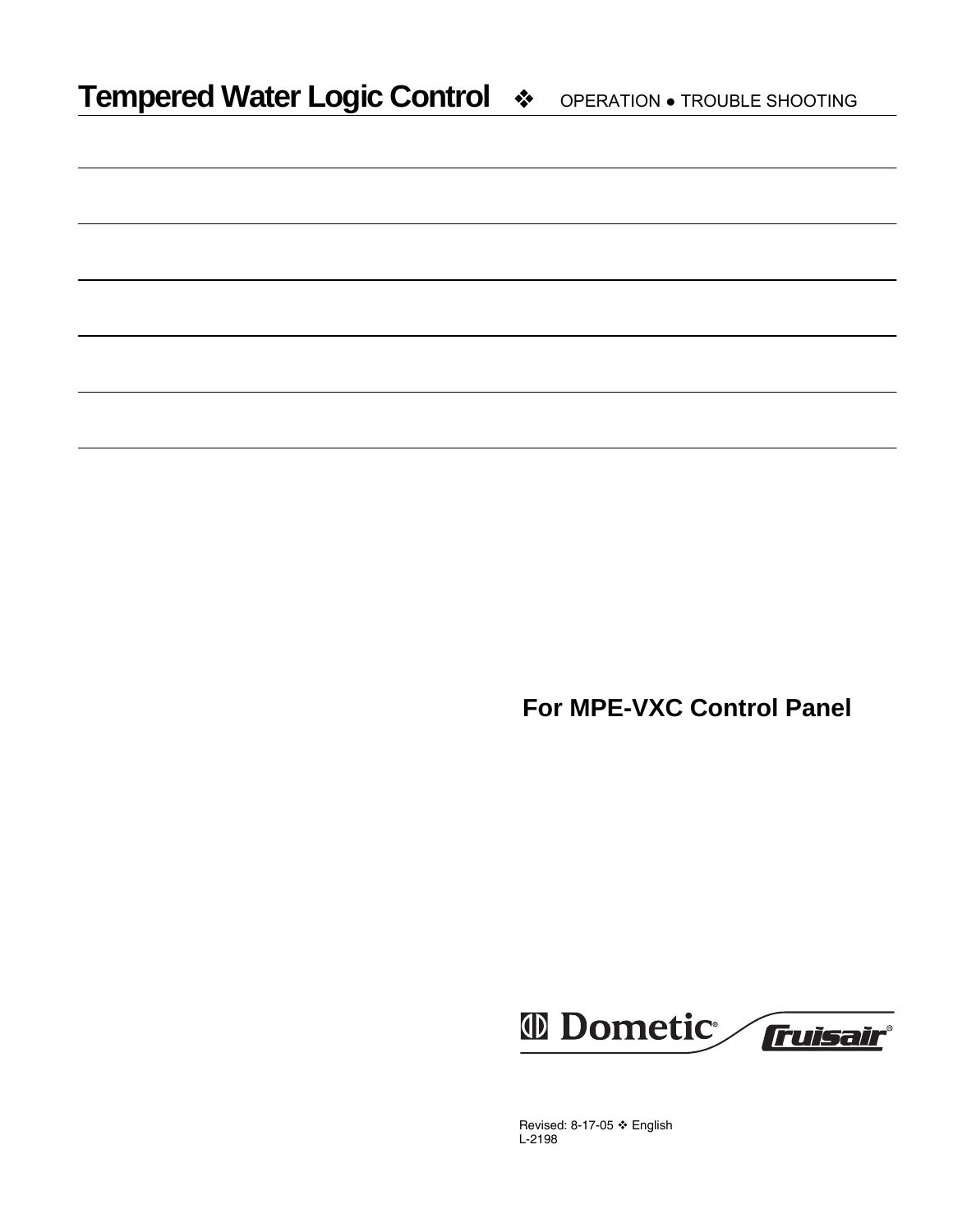# Tempered Water Logic Control ❖ OPERATION ● TROUBLE SHOOTING

**For MPE-VXC Control Panel**

Dometic® Cruisair®

Revised: 8-17-05 ❖ English
L-2198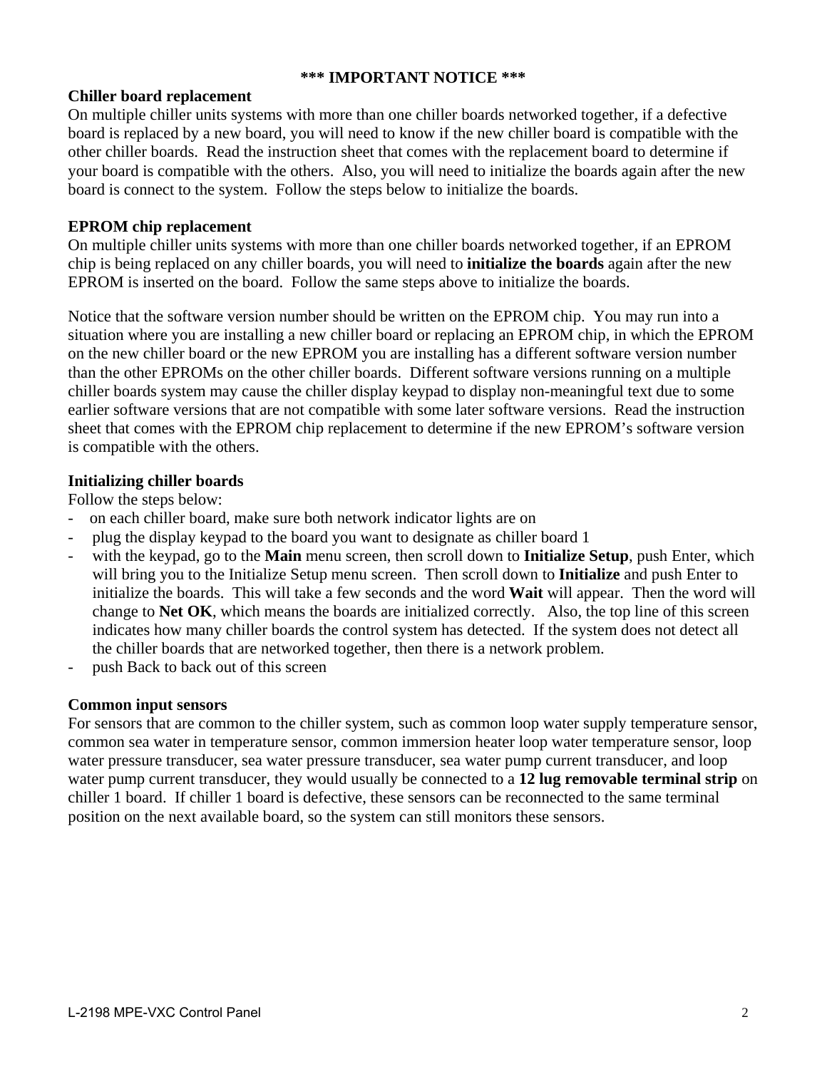**\*\*\* IMPORTANT NOTICE \*\*\***

**Chiller board replacement**

On multiple chiller units systems with more than one chiller boards networked together, if a defective board is replaced by a new board, you will need to know if the new chiller board is compatible with the other chiller boards. Read the instruction sheet that comes with the replacement board to determine if your board is compatible with the others. Also, you will need to initialize the boards again after the new board is connect to the system. Follow the steps below to initialize the boards.

**EPROM chip replacement**

On multiple chiller units systems with more than one chiller boards networked together, if an EPROM chip is being replaced on any chiller boards, you will need to **initialize the boards** again after the new EPROM is inserted on the board. Follow the same steps above to initialize the boards.

Notice that the software version number should be written on the EPROM chip. You may run into a situation where you are installing a new chiller board or replacing an EPROM chip, in which the EPROM on the new chiller board or the new EPROM you are installing has a different software version number than the other EPROMs on the other chiller boards. Different software versions running on a multiple chiller boards system may cause the chiller display keypad to display non-meaningful text due to some earlier software versions that are not compatible with some later software versions. Read the instruction sheet that comes with the EPROM chip replacement to determine if the new EPROM's software version is compatible with the others.

**Initializing chiller boards**

Follow the steps below:

- on each chiller board, make sure both network indicator lights are on
- plug the display keypad to the board you want to designate as chiller board 1
- with the keypad, go to the **Main** menu screen, then scroll down to **Initialize Setup**, push Enter, which will bring you to the Initialize Setup menu screen. Then scroll down to **Initialize** and push Enter to initialize the boards. This will take a few seconds and the word **Wait** will appear. Then the word will change to **Net OK**, which means the boards are initialized correctly. Also, the top line of this screen indicates how many chiller boards the control system has detected. If the system does not detect all the chiller boards that are networked together, then there is a network problem.
- push Back to back out of this screen

**Common input sensors**

For sensors that are common to the chiller system, such as common loop water supply temperature sensor, common sea water in temperature sensor, common immersion heater loop water temperature sensor, loop water pressure transducer, sea water pressure transducer, sea water pump current transducer, and loop water pump current transducer, they would usually be connected to a **12 lug removable terminal strip** on chiller 1 board. If chiller 1 board is defective, these sensors can be reconnected to the same terminal position on the next available board, so the system can still monitors these sensors.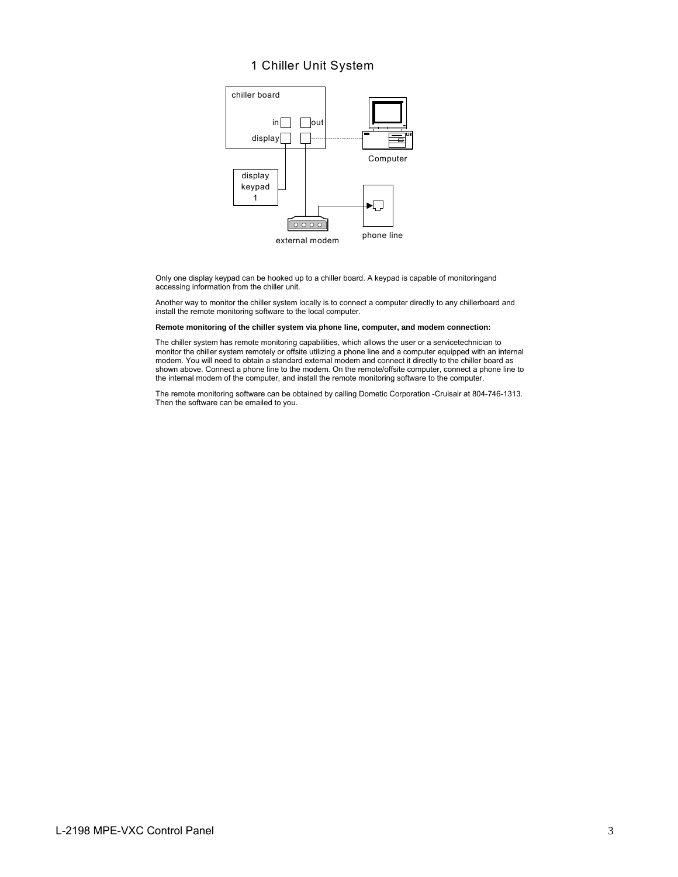## 1 Chiller Unit System

chiller board

in out

display

Computer

display keypad 1

external modem

phone line

Only one display keypad can be hooked up to a chiller board. A keypad is capable of monitoringand accessing information from the chiller unit.

Another way to monitor the chiller system locally is to connect a computer directly to any chillerboard and install the remote monitoring software to the local computer.

**Remote monitoring of the chiller system via phone line, computer, and modem connection:**

The chiller system has remote monitoring capabilities, which allows the user or a servicetechnician to monitor the chiller system remotely or offsite utilizing a phone line and a computer equipped with an internal modem. You will need to obtain a standard external modem and connect it directly to the chiller board as shown above. Connect a phone line to the modem. On the remote/offsite computer, connect a phone line to the internal modem of the computer, and install the remote monitoring software to the computer.

The remote monitoring software can be obtained by calling Dometic Corporation -Cruisair at 804-746-1313. Then the software can be emailed to you.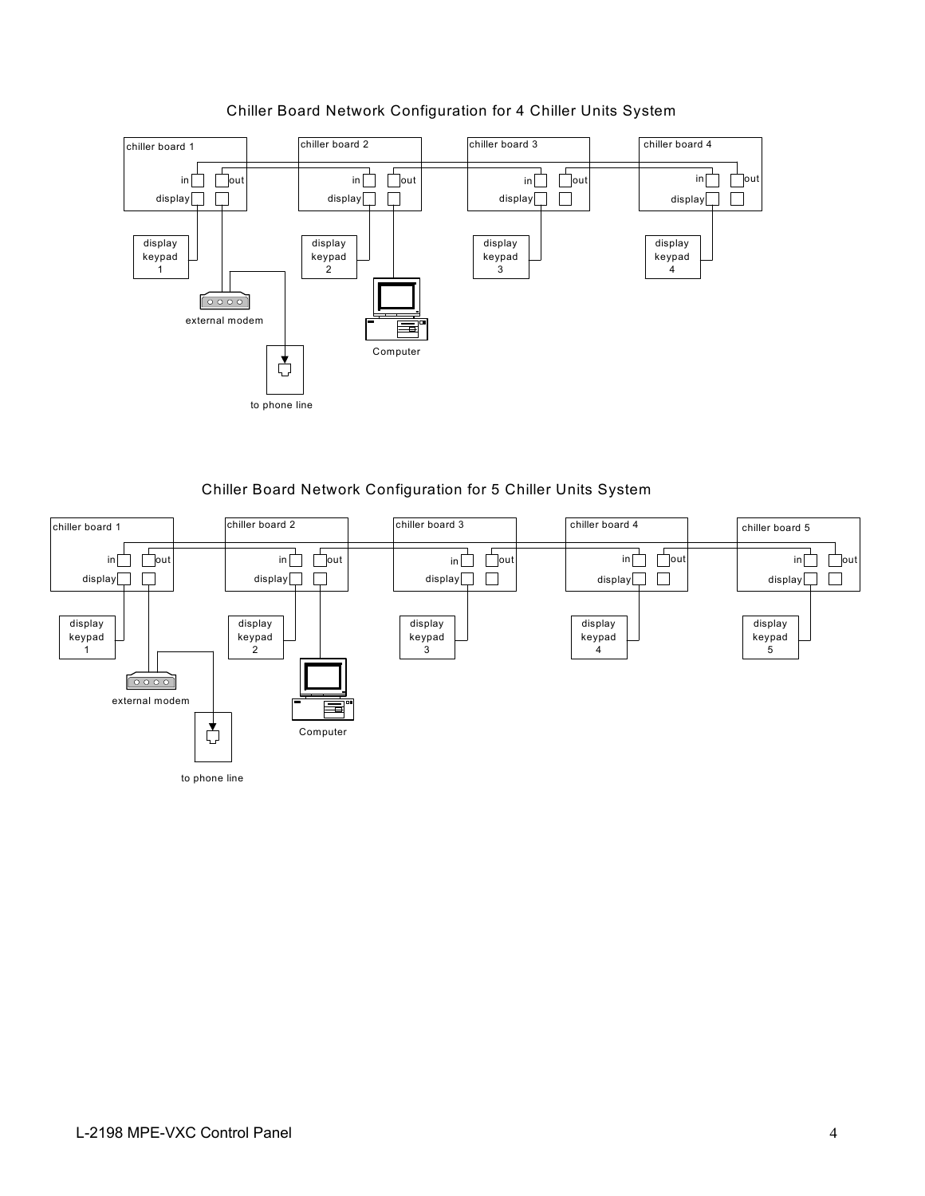## Chiller Board Network Configuration for 4 Chiller Units System

chiller board 1 — in, out, display
chiller board 2 — in, out, display
chiller board 3 — in, out, display
chiller board 4 — in, out, display

display keypad 1
display keypad 2
display keypad 3
display keypad 4

external modem

to phone line

Computer

## Chiller Board Network Configuration for 5 Chiller Units System

chiller board 1 — in, out, display
chiller board 2 — in, out, display
chiller board 3 — in, out, display
chiller board 4 — in, out, display
chiller board 5 — in, out, display

display keypad 1
display keypad 2
display keypad 3
display keypad 4
display keypad 5

external modem

to phone line

Computer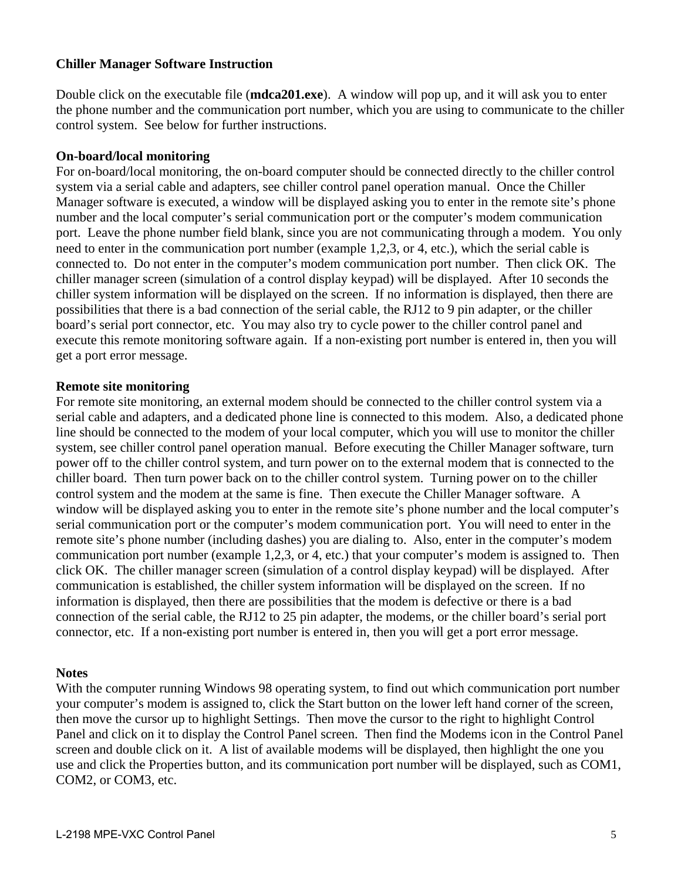**Chiller Manager Software Instruction**

Double click on the executable file (**mdca201.exe**). A window will pop up, and it will ask you to enter the phone number and the communication port number, which you are using to communicate to the chiller control system. See below for further instructions.

**On-board/local monitoring**

For on-board/local monitoring, the on-board computer should be connected directly to the chiller control system via a serial cable and adapters, see chiller control panel operation manual. Once the Chiller Manager software is executed, a window will be displayed asking you to enter in the remote site's phone number and the local computer's serial communication port or the computer's modem communication port. Leave the phone number field blank, since you are not communicating through a modem. You only need to enter in the communication port number (example 1,2,3, or 4, etc.), which the serial cable is connected to. Do not enter in the computer's modem communication port number. Then click OK. The chiller manager screen (simulation of a control display keypad) will be displayed. After 10 seconds the chiller system information will be displayed on the screen. If no information is displayed, then there are possibilities that there is a bad connection of the serial cable, the RJ12 to 9 pin adapter, or the chiller board's serial port connector, etc. You may also try to cycle power to the chiller control panel and execute this remote monitoring software again. If a non-existing port number is entered in, then you will get a port error message.

**Remote site monitoring**

For remote site monitoring, an external modem should be connected to the chiller control system via a serial cable and adapters, and a dedicated phone line is connected to this modem. Also, a dedicated phone line should be connected to the modem of your local computer, which you will use to monitor the chiller system, see chiller control panel operation manual. Before executing the Chiller Manager software, turn power off to the chiller control system, and turn power on to the external modem that is connected to the chiller board. Then turn power back on to the chiller control system. Turning power on to the chiller control system and the modem at the same is fine. Then execute the Chiller Manager software. A window will be displayed asking you to enter in the remote site's phone number and the local computer's serial communication port or the computer's modem communication port. You will need to enter in the remote site's phone number (including dashes) you are dialing to. Also, enter in the computer's modem communication port number (example 1,2,3, or 4, etc.) that your computer's modem is assigned to. Then click OK. The chiller manager screen (simulation of a control display keypad) will be displayed. After communication is established, the chiller system information will be displayed on the screen. If no information is displayed, then there are possibilities that the modem is defective or there is a bad connection of the serial cable, the RJ12 to 25 pin adapter, the modems, or the chiller board's serial port connector, etc. If a non-existing port number is entered in, then you will get a port error message.

**Notes**

With the computer running Windows 98 operating system, to find out which communication port number your computer's modem is assigned to, click the Start button on the lower left hand corner of the screen, then move the cursor up to highlight Settings. Then move the cursor to the right to highlight Control Panel and click on it to display the Control Panel screen. Then find the Modems icon in the Control Panel screen and double click on it. A list of available modems will be displayed, then highlight the one you use and click the Properties button, and its communication port number will be displayed, such as COM1, COM2, or COM3, etc.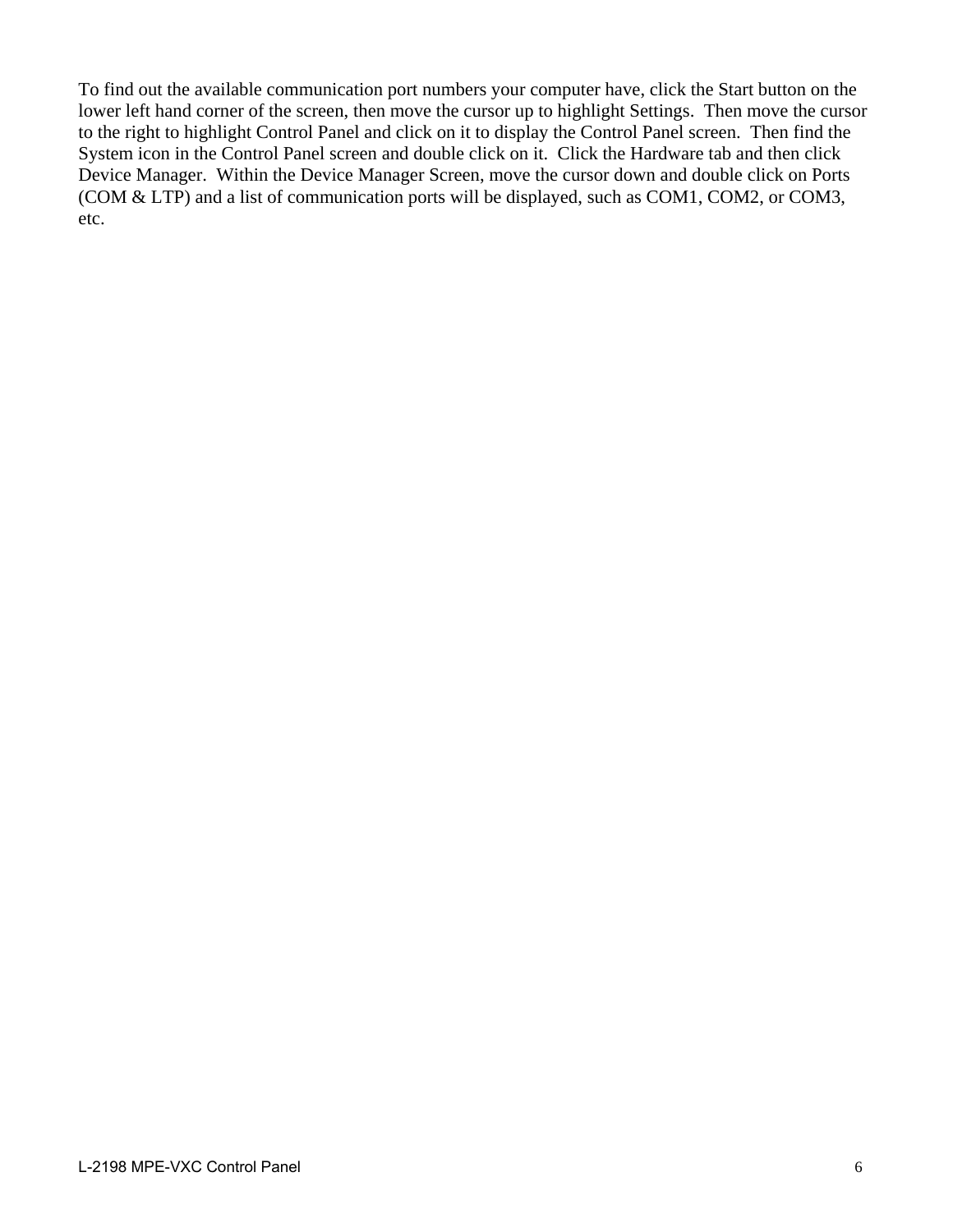To find out the available communication port numbers your computer have, click the Start button on the lower left hand corner of the screen, then move the cursor up to highlight Settings.  Then move the cursor to the right to highlight Control Panel and click on it to display the Control Panel screen.  Then find the System icon in the Control Panel screen and double click on it.  Click the Hardware tab and then click Device Manager.  Within the Device Manager Screen, move the cursor down and double click on Ports (COM & LTP) and a list of communication ports will be displayed, such as COM1, COM2, or COM3, etc.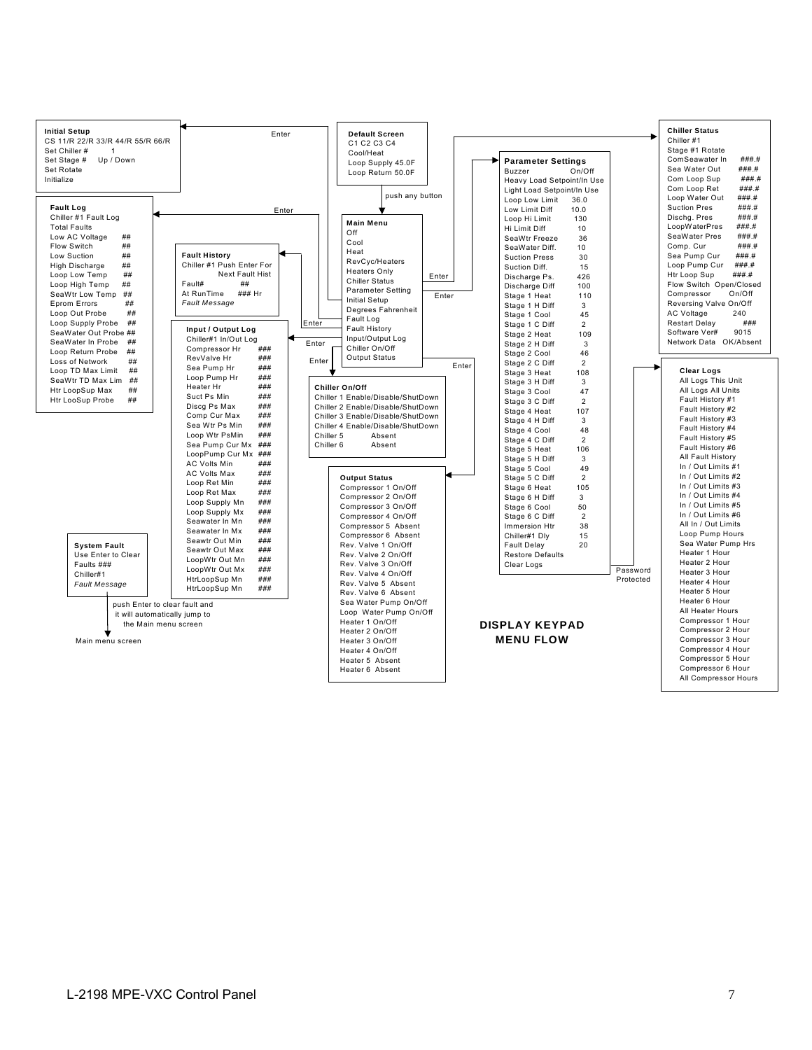## DISPLAY KEYPAD MENU FLOW

**Initial Setup**
CS 11/R 22/R 33/R 44/R 55/R 66/R
Set Chiller # 1
Set Stage # Up / Down
Set Rotate
Initialize

**Default Screen**
C1 C2 C3 C4
Cool/Heat
Loop Supply 45.0F
Loop Return 50.0F

push any button

**Main Menu**
Off
Cool
Heat
RevCyc/Heaters
Heaters Only
Chiller Status
Parameter Setting
Initial Setup
Degrees Fahrenheit
Fault Log
Fault History
Input/Output Log
Chiller On/Off
Output Status

**Fault Log**
Chiller #1 Fault Log
Total Faults

| | |
|---|---|
| Low AC Voltage | ## |
| Flow Switch | ## |
| Low Suction | ## |
| High Discharge | ## |
| Loop Low Temp | ## |
| Loop High Temp | ## |
| SeaWtr Low Temp | ## |
| Eprom Errors | ## |
| Loop Out Probe | ## |
| Loop Supply Probe | ## |
| SeaWater Out Probe | ## |
| SeaWater In Probe | ## |
| Loop Return Probe | ## |
| Loss of Network | ## |
| Loop TD Max Limit | ## |
| SeaWtr TD Max Lim | ## |
| Htr LoopSup Max | ## |
| Htr LooSup Probe | ## |

**Fault History**
Chiller #1 Push Enter For Next Fault Hist
Fault# ##
At RunTime ### Hr
*Fault Message*

**Input / Output Log**
Chiller#1 In/Out Log

| | |
|---|---|
| Compressor Hr | ### |
| RevValve Hr | ### |
| Sea Pump Hr | ### |
| Loop Pump Hr | ### |
| Heater Hr | ### |
| Suct Ps Min | ### |
| Discg Ps Max | ### |
| Comp Cur Max | ### |
| Sea Wtr Ps Min | ### |
| Loop Wtr PsMin | ### |
| Sea Pump Cur Mx | ### |
| LoopPump Cur Mx | ### |
| AC Volts Min | ### |
| AC Volts Max | ### |
| Loop Ret Min | ### |
| Loop Ret Max | ### |
| Loop Supply Mn | ### |
| Loop Supply Mx | ### |
| Seawater In Mn | ### |
| Seawater In Mx | ### |
| Seawtr Out Min | ### |
| Seawtr Out Max | ### |
| LoopWtr Out Mn | ### |
| LoopWtr Out Mx | ### |
| HtrLoopSup Mn | ### |
| HtrLoopSup Mn | ### |

**Chiller On/Off**
Chiller 1 Enable/Disable/ShutDown
Chiller 2 Enable/Disable/ShutDown
Chiller 3 Enable/Disable/ShutDown
Chiller 4 Enable/Disable/ShutDown
Chiller 5 Absent
Chiller 6 Absent

**Output Status**
Compressor 1 On/Off
Compressor 2 On/Off
Compressor 3 On/Off
Compressor 4 On/Off
Compressor 5 Absent
Compressor 6 Absent
Rev. Valve 1 On/Off
Rev. Valve 2 On/Off
Rev. Valve 3 On/Off
Rev. Valve 4 On/Off
Rev. Valve 5 Absent
Rev. Valve 6 Absent
Sea Water Pump On/Off
Loop Water Pump On/Off
Heater 1 On/Off
Heater 2 On/Off
Heater 3 On/Off
Heater 4 On/Off
Heater 5 Absent
Heater 6 Absent

**System Fault**
Use Enter to Clear Faults ###
Chiller#1
*Fault Message*

push Enter to clear fault and it will automatically jump to the Main menu screen

Main menu screen

**Parameter Settings**

| | |
|---|---|
| Buzzer | On/Off |
| Heavy Load Setpoint/In Use | |
| Light Load Setpoint/In Use | |
| Loop Low Limit | 36.0 |
| Low Limit Diff | 10.0 |
| Loop Hi Limit | 130 |
| Hi Limit Diff | 10 |
| SeaWtr Freeze | 36 |
| SeaWater Diff. | 10 |
| Suction Press | 30 |
| Suction Diff. | 15 |
| Discharge Ps. | 426 |
| Discharge Diff | 100 |
| Stage 1 Heat | 110 |
| Stage 1 H Diff | 3 |
| Stage 1 Cool | 45 |
| Stage 1 C Diff | 2 |
| Stage 2 Heat | 109 |
| Stage 2 H Diff | 3 |
| Stage 2 Cool | 46 |
| Stage 2 C Diff | 2 |
| Stage 3 Heat | 108 |
| Stage 3 H Diff | 3 |
| Stage 3 Cool | 47 |
| Stage 3 C Diff | 2 |
| Stage 4 Heat | 107 |
| Stage 4 H Diff | 3 |
| Stage 4 Cool | 48 |
| Stage 4 C Diff | 2 |
| Stage 5 Heat | 106 |
| Stage 5 H Diff | 3 |
| Stage 5 Cool | 49 |
| Stage 5 C Diff | 2 |
| Stage 6 Heat | 105 |
| Stage 6 H Diff | 3 |
| Stage 6 Cool | 50 |
| Stage 6 C Diff | 2 |
| Immersion Htr | 38 |
| Chiller#1 Dly | 15 |
| Fault Delay | 20 |
| Restore Defaults | |
| Clear Logs | |

Password Protected

**Chiller Status**
Chiller #1
Stage #1 Rotate

| | |
|---|---|
| ComSeawater In | ###.# |
| Sea Water Out | ###.# |
| Com Loop Sup | ###.# |
| Com Loop Ret | ###.# |
| Loop Water Out | ###.# |
| Suction Pres | ###.# |
| Dischg. Pres | ###.# |
| LoopWaterPres | ###.# |
| SeaWater Pres | ###.# |
| Comp. Cur | ###.# |
| Sea Pump Cur | ###.# |
| Loop Pump Cur | ###.# |
| Htr Loop Sup | ###.# |
| Flow Switch | Open/Closed |
| Compressor | On/Off |
| Reversing Valve | On/Off |
| AC Voltage | 240 |
| Restart Delay | ### |
| Software Ver# | 9015 |
| Network Data | OK/Absent |

**Clear Logs**
All Logs This Unit
All Logs All Units
Fault History #1
Fault History #2
Fault History #3
Fault History #4
Fault History #5
Fault History #6
All Fault History
In / Out Limits #1
In / Out Limits #2
In / Out Limits #3
In / Out Limits #4
In / Out Limits #5
In / Out Limits #6
All In / Out Limits
Loop Pump Hours
Sea Water Pump Hrs
Heater 1 Hour
Heater 2 Hour
Heater 3 Hour
Heater 4 Hour
Heater 5 Hour
Heater 6 Hour
All Heater Hours
Compressor 1 Hour
Compressor 2 Hour
Compressor 3 Hour
Compressor 4 Hour
Compressor 5 Hour
Compressor 6 Hour
All Compressor Hours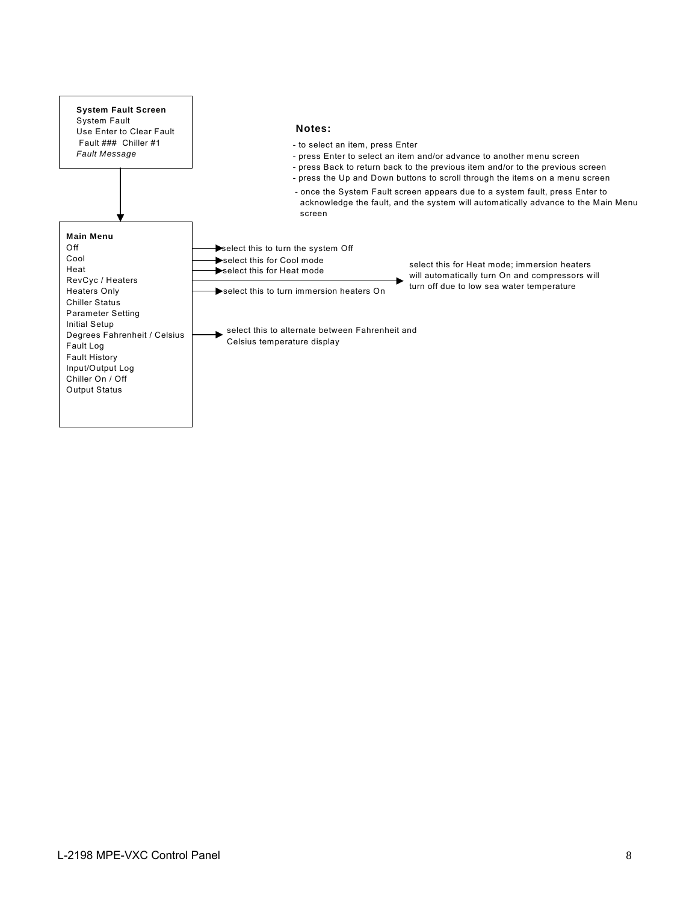**System Fault Screen**
System Fault
Use Enter to Clear Fault
Fault ### Chiller #1
*Fault Message*

↓

**Main Menu**
Off → select this to turn the system Off
Cool → select this for Cool mode
Heat → select this for Heat mode
RevCyc / Heaters → select this for Heat mode; immersion heaters will automatically turn On and compressors will turn off due to low sea water temperature
Heaters Only → select this to turn immersion heaters On
Chiller Status
Parameter Setting
Initial Setup
Degrees Fahrenheit / Celsius → select this to alternate between Fahrenheit and Celsius temperature display
Fault Log
Fault History
Input/Output Log
Chiller On / Off
Output Status

**Notes:**

- to select an item, press Enter
- press Enter to select an item and/or advance to another menu screen
- press Back to return back to the previous item and/or to the previous screen
- press the Up and Down buttons to scroll through the items on a menu screen
- once the System Fault screen appears due to a system fault, press Enter to acknowledge the fault, and the system will automatically advance to the Main Menu screen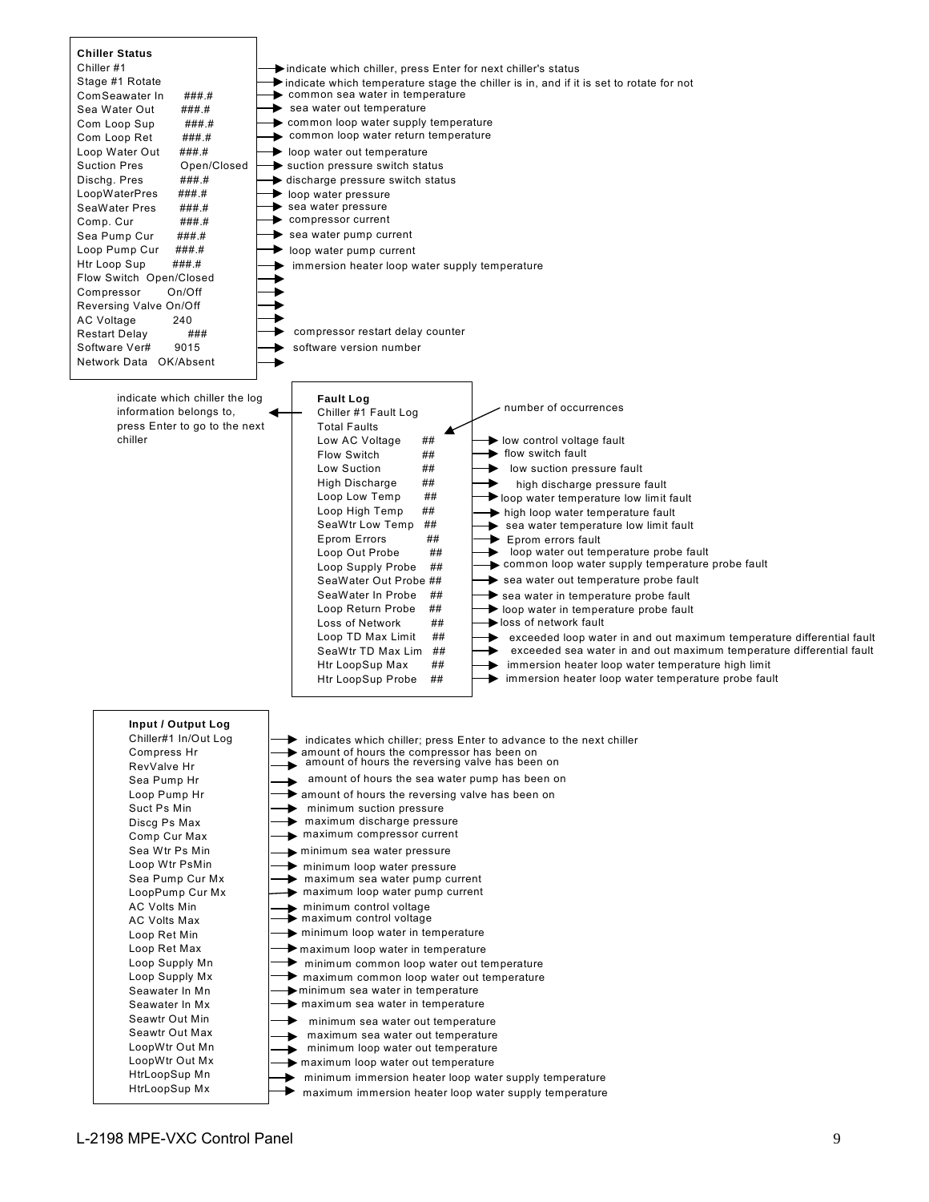## Chiller Status

| Display | Description |
|---|---|
| Chiller #1 | indicate which chiller, press Enter for next chiller's status |
| Stage #1 Rotate | indicate which temperature stage the chiller is in, and if it is set to rotate for not |
| ComSeawater In ###.# | common sea water in temperature |
| Sea Water Out ###.# | sea water out temperature |
| Com Loop Sup ###.# | common loop water supply temperature |
| Com Loop Ret ###.# | common loop water return temperature |
| Loop Water Out ###.# | loop water out temperature |
| Suction Pres Open/Closed | suction pressure switch status |
| Dischg. Pres ###.# | discharge pressure switch status |
| LoopWaterPres ###.# | loop water pressure |
| SeaWater Pres ###.# | sea water pressure |
| Comp. Cur ###.# | compressor current |
| Sea Pump Cur ###.# | sea water pump current |
| Loop Pump Cur ###.# | loop water pump current |
| Htr Loop Sup ###.# | immersion heater loop water supply temperature |
| Flow Switch Open/Closed | |
| Compressor On/Off | |
| Reversing Valve On/Off | |
| AC Voltage 240 | |
| Restart Delay ### | compressor restart delay counter |
| Software Ver# 9015 | software version number |
| Network Data OK/Absent | |

## Fault Log

| Display | Description |
|---|---|
| Chiller #1 Fault Log | indicate which chiller the log information belongs to, press Enter to go to the next chiller |
| Total Faults | number of occurrences |
| Low AC Voltage ## | low control voltage fault |
| Flow Switch ## | flow switch fault |
| Low Suction ## | low suction pressure fault |
| High Discharge ## | high discharge pressure fault |
| Loop Low Temp ## | loop water temperature low limit fault |
| Loop High Temp ## | high loop water temperature fault |
| SeaWtr Low Temp ## | sea water temperature low limit fault |
| Eprom Errors ## | Eprom errors fault |
| Loop Out Probe ## | loop water out temperature probe fault |
| Loop Supply Probe ## | common loop water supply temperature probe fault |
| SeaWater Out Probe ## | sea water out temperature probe fault |
| SeaWater In Probe ## | sea water in temperature probe fault |
| Loop Return Probe ## | loop water in temperature probe fault |
| Loss of Network ## | loss of network fault |
| Loop TD Max Limit ## | exceeded loop water in and out maximum temperature differential fault |
| SeaWtr TD Max Lim ## | exceeded sea water in and out maximum temperature differential fault |
| Htr LoopSup Max ## | immersion heater loop water temperature high limit |
| Htr LoopSup Probe ## | immersion heater loop water temperature probe fault |

## Input / Output Log

| Display | Description |
|---|---|
| Chiller#1 In/Out Log | indicates which chiller; press Enter to advance to the next chiller |
| Compress Hr | amount of hours the compressor has been on |
| RevValve Hr | amount of hours the reversing valve has been on |
| Sea Pump Hr | amount of hours the sea water pump has been on |
| Loop Pump Hr | amount of hours the reversing valve has been on |
| Suct Ps Min | minimum suction pressure |
| Discg Ps Max | maximum discharge pressure |
| Comp Cur Max | maximum compressor current |
| Sea Wtr Ps Min | minimum sea water pressure |
| Loop Wtr PsMin | minimum loop water pressure |
| Sea Pump Cur Mx | maximum sea water pump current |
| LoopPump Cur Mx | maximum loop water pump current |
| AC Volts Min | minimum control voltage |
| AC Volts Max | maximum control voltage |
| Loop Ret Min | minimum loop water in temperature |
| Loop Ret Max | maximum loop water in temperature |
| Loop Supply Mn | minimum common loop water out temperature |
| Loop Supply Mx | maximum common loop water out temperature |
| Seawater In Mn | minimum sea water in temperature |
| Seawater In Mx | maximum sea water in temperature |
| Seawtr Out Min | minimum sea water out temperature |
| Seawtr Out Max | maximum sea water out temperature |
| LoopWtr Out Mn | minimum loop water out temperature |
| LoopWtr Out Mx | maximum loop water out temperature |
| HtrLoopSup Mn | minimum immersion heater loop water supply temperature |
| HtrLoopSup Mx | maximum immersion heater loop water supply temperature |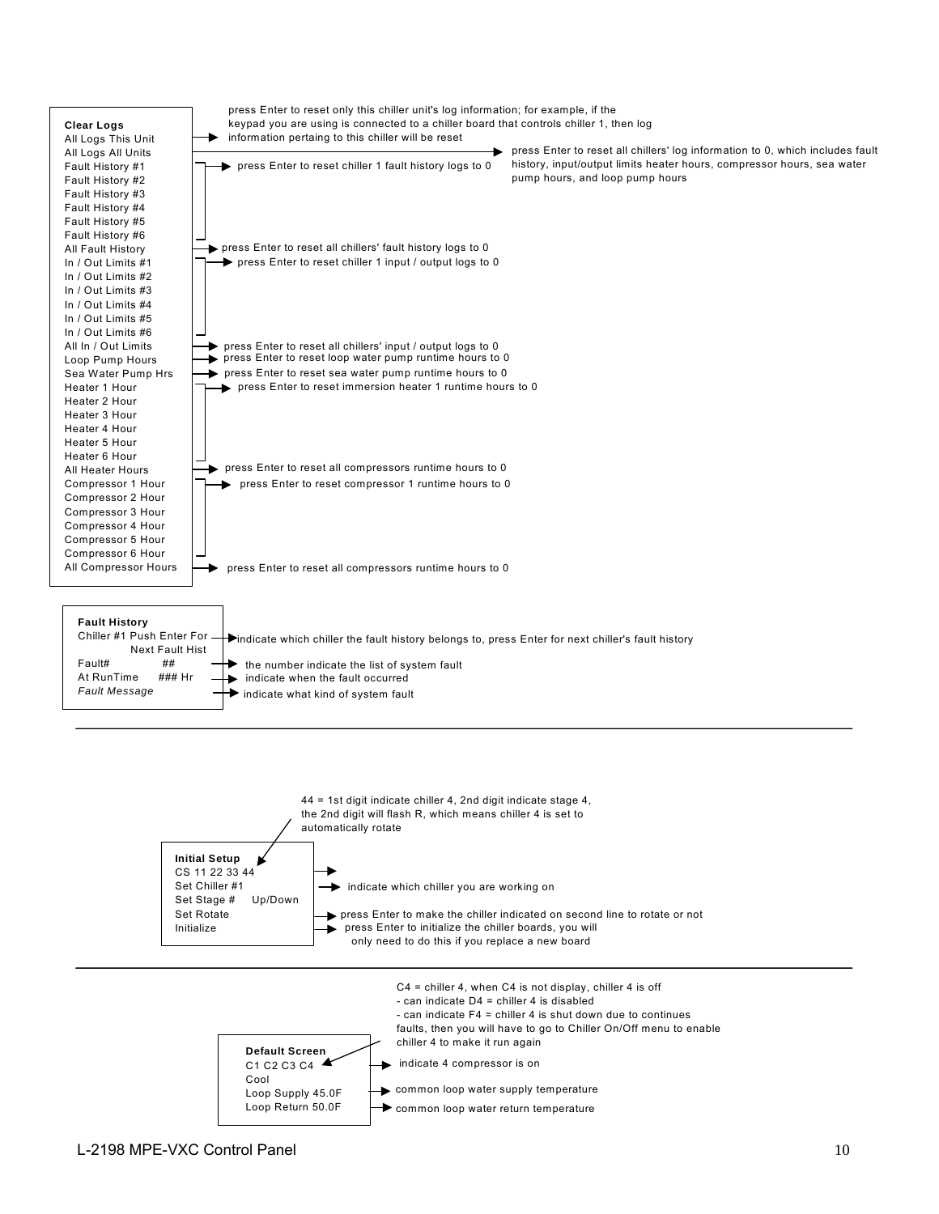### Clear Logs

| Menu Item | Description |
| --- | --- |
| All Logs This Unit | press Enter to reset only this chiller unit's log information; for example, if the keypad you are using is connected to a chiller board that controls chiller 1, then log information pertaining to this chiller will be reset |
| All Logs All Units | press Enter to reset all chillers' log information to 0, which includes fault history, input/output limits heater hours, compressor hours, sea water pump hours, and loop pump hours |
| Fault History #1 … Fault History #6 | press Enter to reset chiller 1 fault history logs to 0 |
| All Fault History | press Enter to reset all chillers' fault history logs to 0 |
| In / Out Limits #1 … In / Out Limits #6 | press Enter to reset chiller 1 input / output logs to 0 |
| All In / Out Limits | press Enter to reset all chillers' input / output logs to 0 |
| Loop Pump Hours | press Enter to reset loop water pump runtime hours to 0 |
| Sea Water Pump Hrs | press Enter to reset sea water pump runtime hours to 0 |
| Heater 1 Hour … Heater 6 Hour | press Enter to reset immersion heater 1 runtime hours to 0 |
| All Heater Hours | press Enter to reset all compressors runtime hours to 0 |
| Compressor 1 Hour … Compressor 6 Hour | press Enter to reset compressor 1 runtime hours to 0 |
| All Compressor Hours | press Enter to reset all compressors runtime hours to 0 |

### Fault History

| Display | Description |
| --- | --- |
| Chiller #1 Push Enter For Next Fault Hist | indicate which chiller the fault history belongs to, press Enter for next chiller's fault history |
| Fault# ## | the number indicate the list of system fault |
| At RunTime ### Hr | indicate when the fault occurred |
| *Fault Message* | indicate what kind of system fault |

---

### Initial Setup

| Display | Description |
| --- | --- |
| CS 11 22 33 44 | 44 = 1st digit indicate chiller 4, 2nd digit indicate stage 4, the 2nd digit will flash R, which means chiller 4 is set to automatically rotate |
| Set Chiller #1 | indicate which chiller you are working on |
| Set Stage # Up/Down | |
| Set Rotate | press Enter to make the chiller indicated on second line to rotate or not |
| Initialize | press Enter to initialize the chiller boards, you will only need to do this if you replace a new board |

---

### Default Screen

| Display | Description |
| --- | --- |
| C1 C2 C3 C4 | C4 = chiller 4, when C4 is not display, chiller 4 is off<br>- can indicate D4 = chiller 4 is disabled<br>- can indicate F4 = chiller 4 is shut down due to continues faults, then you will have to go to Chiller On/Off menu to enable chiller 4 to make it run again |
| Cool | indicate 4 compressor is on |
| Loop Supply 45.0F | common loop water supply temperature |
| Loop Return 50.0F | common loop water return temperature |

L-2198 MPE-VXC Control Panel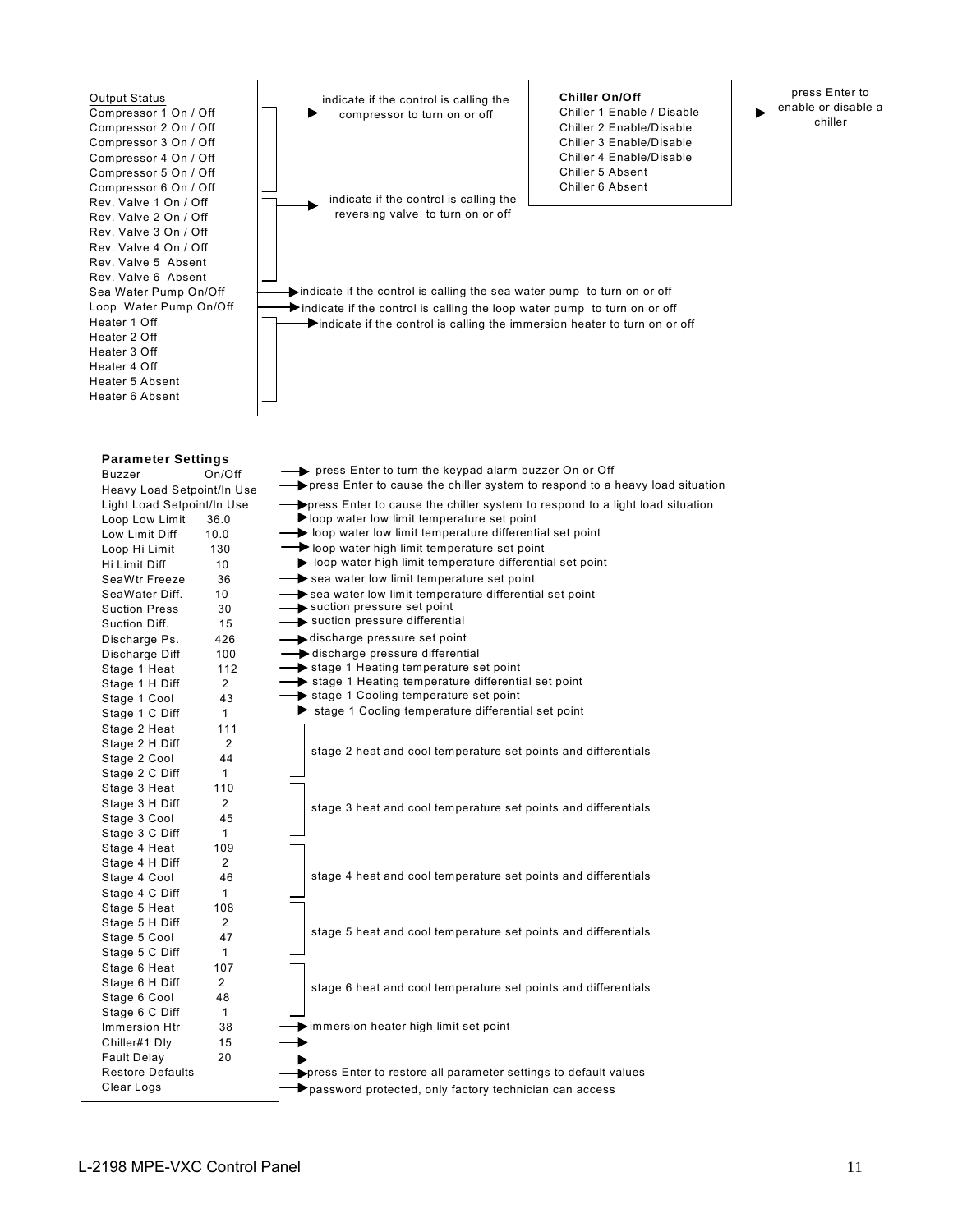**Output Status**

| Item | Description |
|---|---|
| Compressor 1 On / Off | indicate if the control is calling the compressor to turn on or off |
| Compressor 2 On / Off | |
| Compressor 3 On / Off | |
| Compressor 4 On / Off | |
| Compressor 5 On / Off | |
| Compressor 6 On / Off | |
| Rev. Valve 1 On / Off | indicate if the control is calling the reversing valve to turn on or off |
| Rev. Valve 2 On / Off | |
| Rev. Valve 3 On / Off | |
| Rev. Valve 4 On / Off | |
| Rev. Valve 5 Absent | |
| Rev. Valve 6 Absent | |
| Sea Water Pump On/Off | indicate if the control is calling the sea water pump to turn on or off |
| Loop Water Pump On/Off | indicate if the control is calling the loop water pump to turn on or off |
| Heater 1 Off | indicate if the control is calling the immersion heater to turn on or off |
| Heater 2 Off | |
| Heater 3 Off | |
| Heater 4 Off | |
| Heater 5 Absent | |
| Heater 6 Absent | |

**Chiller On/Off**

| Item | Description |
|---|---|
| Chiller 1 Enable / Disable | press Enter to enable or disable a chiller |
| Chiller 2 Enable/Disable | |
| Chiller 3 Enable/Disable | |
| Chiller 4 Enable/Disable | |
| Chiller 5 Absent | |
| Chiller 6 Absent | |

**Parameter Settings**

| Parameter | Value | Description |
|---|---|---|
| Buzzer | On/Off | press Enter to turn the keypad alarm buzzer On or Off |
| Heavy Load Setpoint/In Use | | press Enter to cause the chiller system to respond to a heavy load situation |
| Light Load Setpoint/In Use | | press Enter to cause the chiller system to respond to a light load situation |
| Loop Low Limit | 36.0 | loop water low limit temperature set point |
| Low Limit Diff | 10.0 | loop water low limit temperature differential set point |
| Loop Hi Limit | 130 | loop water high limit temperature set point |
| Hi Limit Diff | 10 | loop water high limit temperature differential set point |
| SeaWtr Freeze | 36 | sea water low limit temperature set point |
| SeaWater Diff. | 10 | sea water low limit temperature differential set point |
| Suction Press | 30 | suction pressure set point |
| Suction Diff. | 15 | suction pressure differential |
| Discharge Ps. | 426 | discharge pressure set point |
| Discharge Diff | 100 | discharge pressure differential |
| Stage 1 Heat | 112 | stage 1 Heating temperature set point |
| Stage 1 H Diff | 2 | stage 1 Heating temperature differential set point |
| Stage 1 Cool | 43 | stage 1 Cooling temperature set point |
| Stage 1 C Diff | 1 | stage 1 Cooling temperature differential set point |
| Stage 2 Heat | 111 | stage 2 heat and cool temperature set points and differentials |
| Stage 2 H Diff | 2 | |
| Stage 2 Cool | 44 | |
| Stage 2 C Diff | 1 | |
| Stage 3 Heat | 110 | stage 3 heat and cool temperature set points and differentials |
| Stage 3 H Diff | 2 | |
| Stage 3 Cool | 45 | |
| Stage 3 C Diff | 1 | |
| Stage 4 Heat | 109 | stage 4 heat and cool temperature set points and differentials |
| Stage 4 H Diff | 2 | |
| Stage 4 Cool | 46 | |
| Stage 4 C Diff | 1 | |
| Stage 5 Heat | 108 | stage 5 heat and cool temperature set points and differentials |
| Stage 5 H Diff | 2 | |
| Stage 5 Cool | 47 | |
| Stage 5 C Diff | 1 | |
| Stage 6 Heat | 107 | stage 6 heat and cool temperature set points and differentials |
| Stage 6 H Diff | 2 | |
| Stage 6 Cool | 48 | |
| Stage 6 C Diff | 1 | |
| Immersion Htr | 38 | immersion heater high limit set point |
| Chiller#1 Dly | 15 | |
| Fault Delay | 20 | |
| Restore Defaults | | press Enter to restore all parameter settings to default values |
| Clear Logs | | password protected, only factory technician can access |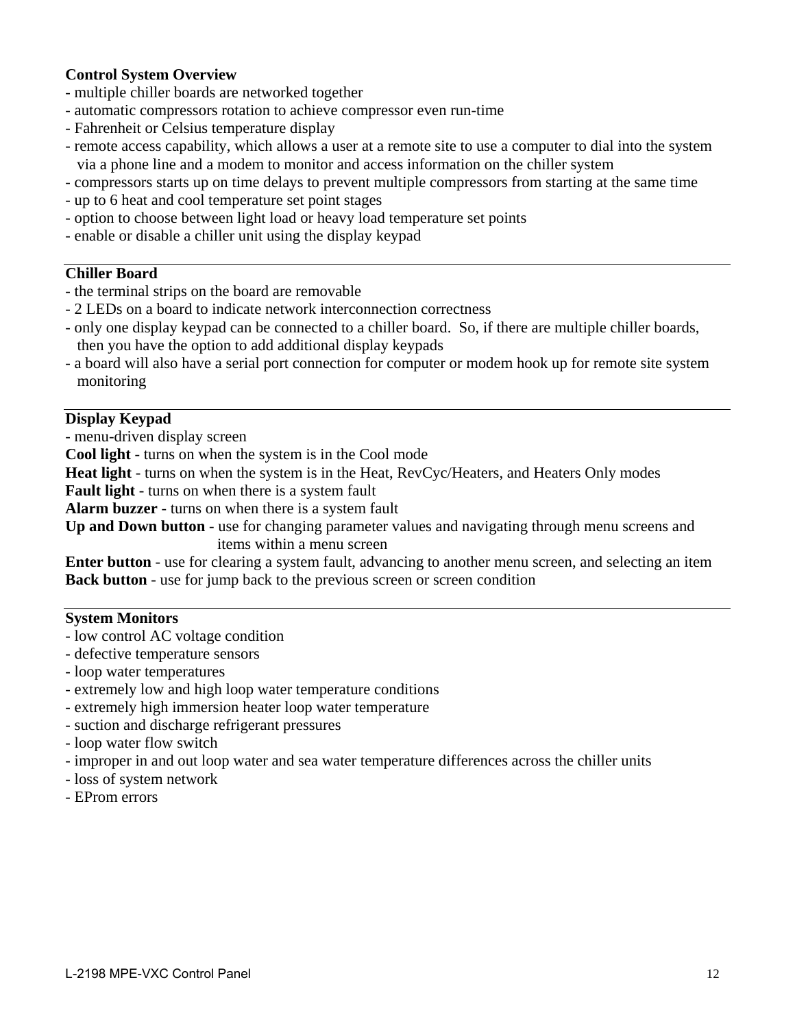**Control System Overview**

- multiple chiller boards are networked together
- automatic compressors rotation to achieve compressor even run-time
- Fahrenheit or Celsius temperature display
- remote access capability, which allows a user at a remote site to use a computer to dial into the system via a phone line and a modem to monitor and access information on the chiller system
- compressors starts up on time delays to prevent multiple compressors from starting at the same time
- up to 6 heat and cool temperature set point stages
- option to choose between light load or heavy load temperature set points
- enable or disable a chiller unit using the display keypad

---

**Chiller Board**

- the terminal strips on the board are removable
- 2 LEDs on a board to indicate network interconnection correctness
- only one display keypad can be connected to a chiller board. So, if there are multiple chiller boards, then you have the option to add additional display keypads
- a board will also have a serial port connection for computer or modem hook up for remote site system monitoring

---

**Display Keypad**

- menu-driven display screen

**Cool light** - turns on when the system is in the Cool mode

**Heat light** - turns on when the system is in the Heat, RevCyc/Heaters, and Heaters Only modes

**Fault light** - turns on when there is a system fault

**Alarm buzzer** - turns on when there is a system fault

**Up and Down button** - use for changing parameter values and navigating through menu screens and items within a menu screen

**Enter button** - use for clearing a system fault, advancing to another menu screen, and selecting an item

**Back button** - use for jump back to the previous screen or screen condition

---

**System Monitors**

- low control AC voltage condition
- defective temperature sensors
- loop water temperatures
- extremely low and high loop water temperature conditions
- extremely high immersion heater loop water temperature
- suction and discharge refrigerant pressures
- loop water flow switch
- improper in and out loop water and sea water temperature differences across the chiller units
- loss of system network
- EProm errors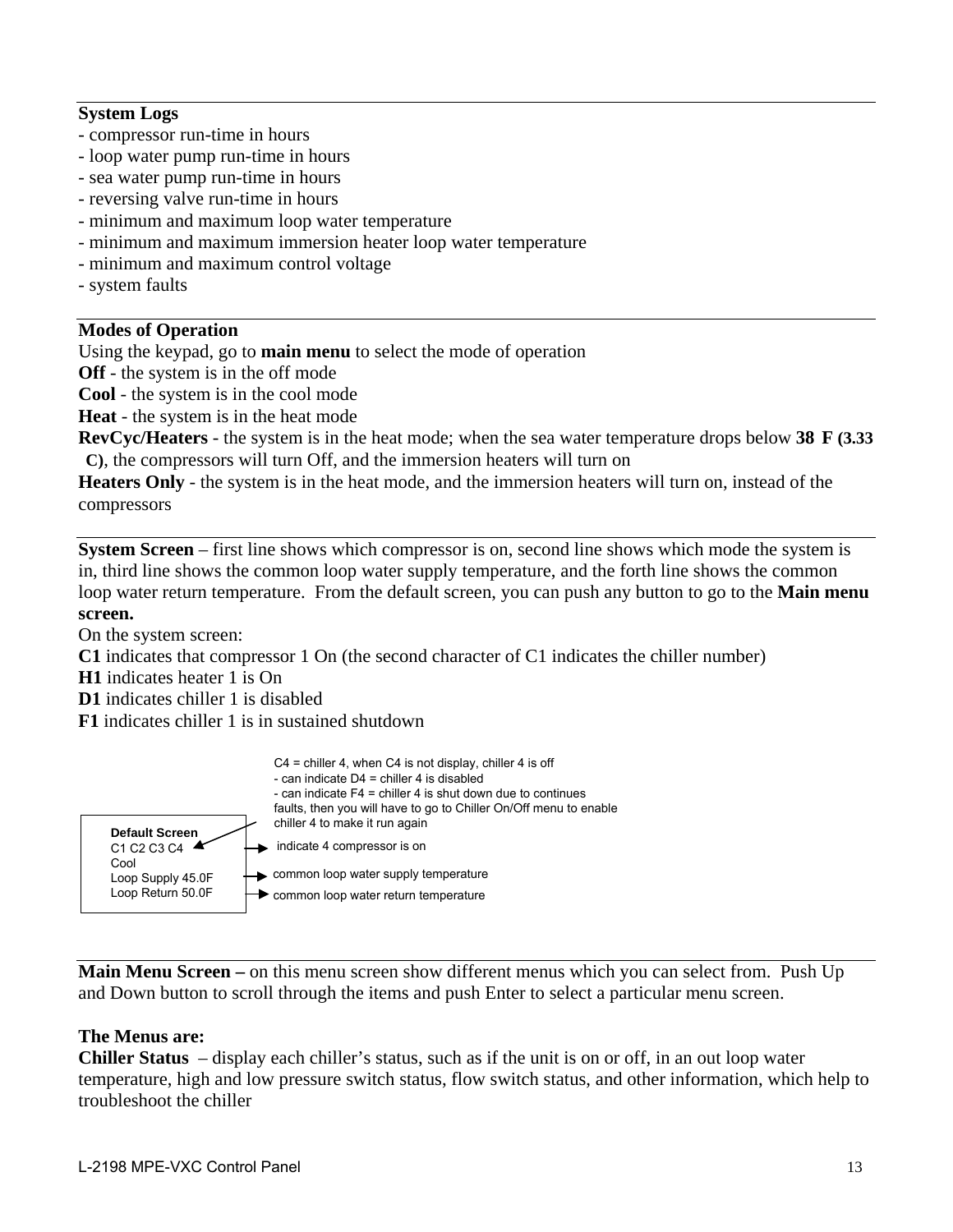**System Logs**

- compressor run-time in hours
- loop water pump run-time in hours
- sea water pump run-time in hours
- reversing valve run-time in hours
- minimum and maximum loop water temperature
- minimum and maximum immersion heater loop water temperature
- minimum and maximum control voltage
- system faults

**Modes of Operation**

Using the keypad, go to **main menu** to select the mode of operation

**Off** - the system is in the off mode

**Cool** - the system is in the cool mode

**Heat** - the system is in the heat mode

**RevCyc/Heaters** - the system is in the heat mode; when the sea water temperature drops below **38 F (3.33 C)**, the compressors will turn Off, and the immersion heaters will turn on

**Heaters Only** - the system is in the heat mode, and the immersion heaters will turn on, instead of the compressors

**System Screen** – first line shows which compressor is on, second line shows which mode the system is in, third line shows the common loop water supply temperature, and the forth line shows the common loop water return temperature. From the default screen, you can push any button to go to the **Main menu screen.**

On the system screen:

**C1** indicates that compressor 1 On (the second character of C1 indicates the chiller number)

**H1** indicates heater 1 is On

**D1** indicates chiller 1 is disabled

**F1** indicates chiller 1 is in sustained shutdown

```
Default Screen
C1 C2 C3 C4      -> indicate 4 compressor is on
Cool
Loop Supply 45.0F -> common loop water supply temperature
Loop Return 50.0F -> common loop water return temperature
```

C4 = chiller 4, when C4 is not display, chiller 4 is off
- can indicate D4 = chiller 4 is disabled
- can indicate F4 = chiller 4 is shut down due to continues faults, then you will have to go to Chiller On/Off menu to enable chiller 4 to make it run again

**Main Menu Screen –** on this menu screen show different menus which you can select from. Push Up and Down button to scroll through the items and push Enter to select a particular menu screen.

**The Menus are:**

**Chiller Status** – display each chiller's status, such as if the unit is on or off, in an out loop water temperature, high and low pressure switch status, flow switch status, and other information, which help to troubleshoot the chiller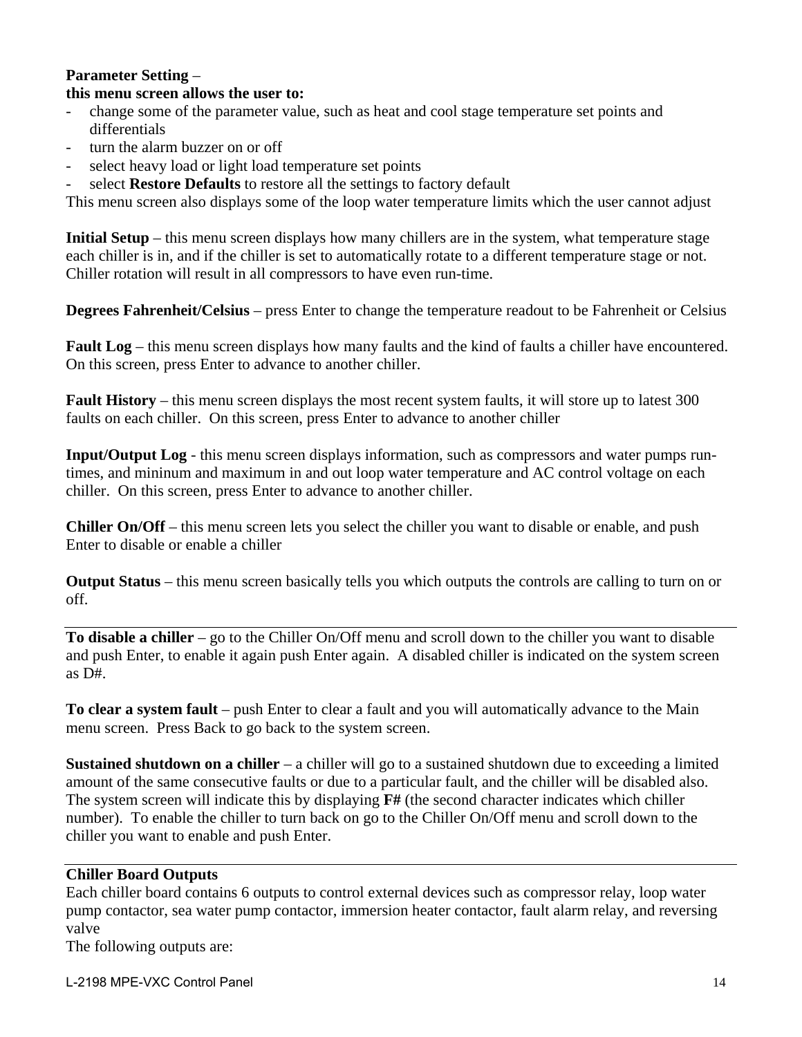**Parameter Setting** –
**this menu screen allows the user to:**

- change some of the parameter value, such as heat and cool stage temperature set points and differentials
- turn the alarm buzzer on or off
- select heavy load or light load temperature set points
- select **Restore Defaults** to restore all the settings to factory default

This menu screen also displays some of the loop water temperature limits which the user cannot adjust

**Initial Setup** – this menu screen displays how many chillers are in the system, what temperature stage each chiller is in, and if the chiller is set to automatically rotate to a different temperature stage or not. Chiller rotation will result in all compressors to have even run-time.

**Degrees Fahrenheit/Celsius** – press Enter to change the temperature readout to be Fahrenheit or Celsius

**Fault Log** – this menu screen displays how many faults and the kind of faults a chiller have encountered. On this screen, press Enter to advance to another chiller.

**Fault History** – this menu screen displays the most recent system faults, it will store up to latest 300 faults on each chiller. On this screen, press Enter to advance to another chiller

**Input/Output Log** - this menu screen displays information, such as compressors and water pumps run-times, and mininum and maximum in and out loop water temperature and AC control voltage on each chiller. On this screen, press Enter to advance to another chiller.

**Chiller On/Off** – this menu screen lets you select the chiller you want to disable or enable, and push Enter to disable or enable a chiller

**Output Status** – this menu screen basically tells you which outputs the controls are calling to turn on or off.

---

**To disable a chiller** – go to the Chiller On/Off menu and scroll down to the chiller you want to disable and push Enter, to enable it again push Enter again. A disabled chiller is indicated on the system screen as D#.

**To clear a system fault** – push Enter to clear a fault and you will automatically advance to the Main menu screen. Press Back to go back to the system screen.

**Sustained shutdown on a chiller** – a chiller will go to a sustained shutdown due to exceeding a limited amount of the same consecutive faults or due to a particular fault, and the chiller will be disabled also. The system screen will indicate this by displaying **F#** (the second character indicates which chiller number). To enable the chiller to turn back on go to the Chiller On/Off menu and scroll down to the chiller you want to enable and push Enter.

---

**Chiller Board Outputs**
Each chiller board contains 6 outputs to control external devices such as compressor relay, loop water pump contactor, sea water pump contactor, immersion heater contactor, fault alarm relay, and reversing valve
The following outputs are: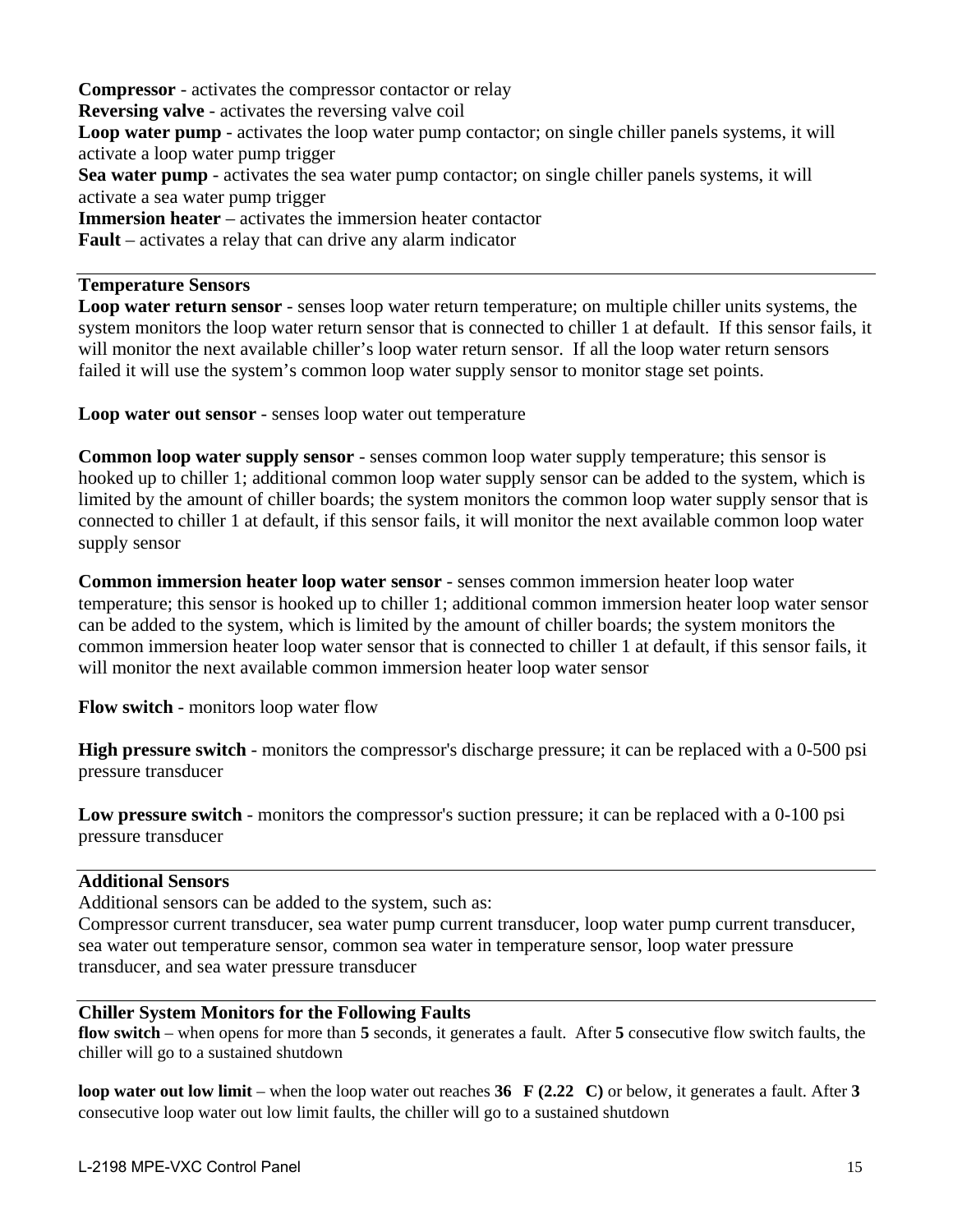**Compressor** - activates the compressor contactor or relay
**Reversing valve** - activates the reversing valve coil
**Loop water pump** - activates the loop water pump contactor; on single chiller panels systems, it will activate a loop water pump trigger
**Sea water pump** - activates the sea water pump contactor; on single chiller panels systems, it will activate a sea water pump trigger
**Immersion heater** – activates the immersion heater contactor
**Fault** – activates a relay that can drive any alarm indicator

---

**Temperature Sensors**

**Loop water return sensor** - senses loop water return temperature; on multiple chiller units systems, the system monitors the loop water return sensor that is connected to chiller 1 at default. If this sensor fails, it will monitor the next available chiller's loop water return sensor. If all the loop water return sensors failed it will use the system's common loop water supply sensor to monitor stage set points.

**Loop water out sensor** - senses loop water out temperature

**Common loop water supply sensor** - senses common loop water supply temperature; this sensor is hooked up to chiller 1; additional common loop water supply sensor can be added to the system, which is limited by the amount of chiller boards; the system monitors the common loop water supply sensor that is connected to chiller 1 at default, if this sensor fails, it will monitor the next available common loop water supply sensor

**Common immersion heater loop water sensor** - senses common immersion heater loop water temperature; this sensor is hooked up to chiller 1; additional common immersion heater loop water sensor can be added to the system, which is limited by the amount of chiller boards; the system monitors the common immersion heater loop water sensor that is connected to chiller 1 at default, if this sensor fails, it will monitor the next available common immersion heater loop water sensor

**Flow switch** - monitors loop water flow

**High pressure switch** - monitors the compressor's discharge pressure; it can be replaced with a 0-500 psi pressure transducer

**Low pressure switch** - monitors the compressor's suction pressure; it can be replaced with a 0-100 psi pressure transducer

---

**Additional Sensors**

Additional sensors can be added to the system, such as:
Compressor current transducer, sea water pump current transducer, loop water pump current transducer, sea water out temperature sensor, common sea water in temperature sensor, loop water pressure transducer, and sea water pressure transducer

---

**Chiller System Monitors for the Following Faults**

**flow switch** – when opens for more than **5** seconds, it generates a fault. After **5** consecutive flow switch faults, the chiller will go to a sustained shutdown

**loop water out low limit** – when the loop water out reaches **36 F (2.22 C)** or below, it generates a fault. After **3** consecutive loop water out low limit faults, the chiller will go to a sustained shutdown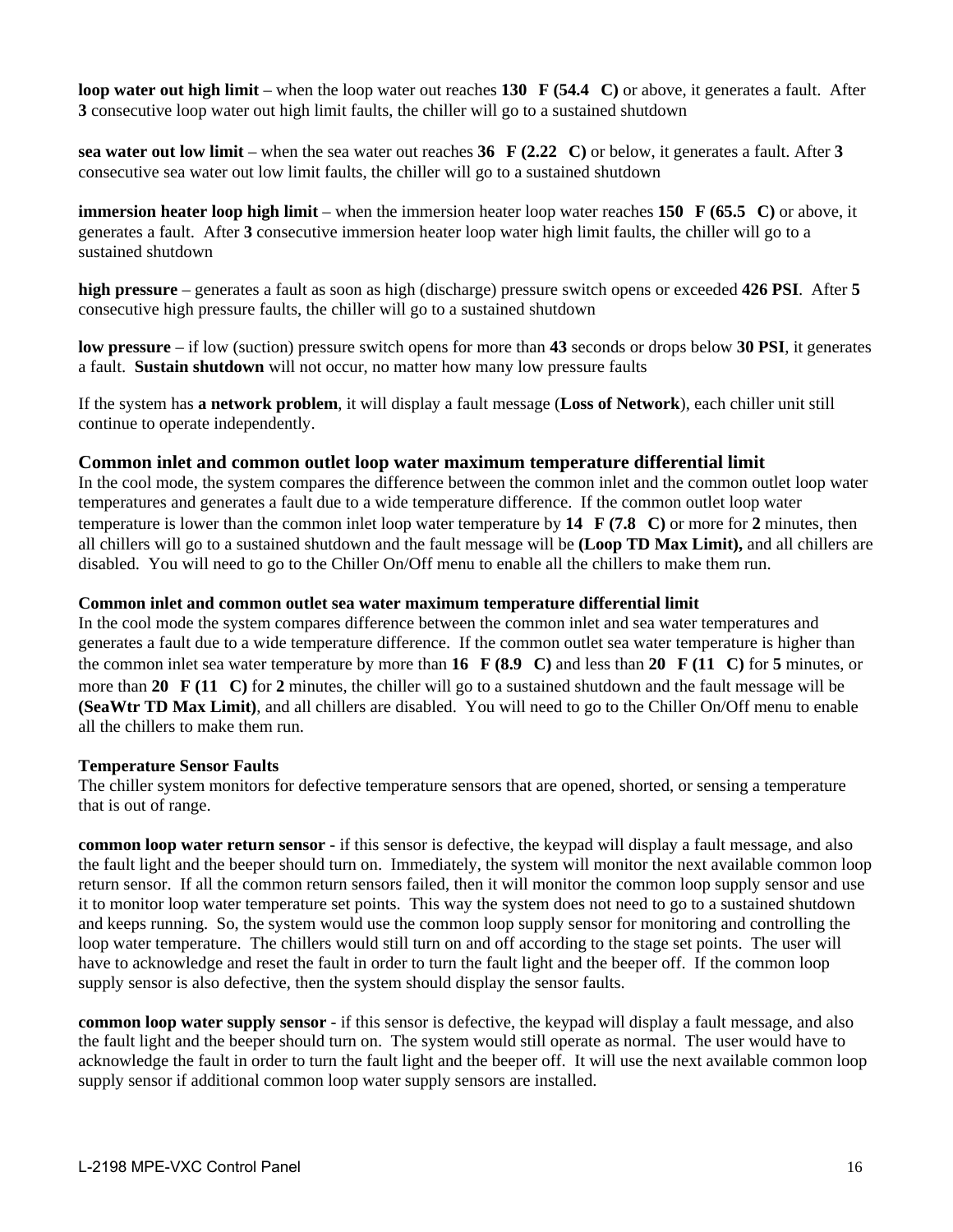**loop water out high limit** – when the loop water out reaches **130°F (54.4°C)** or above, it generates a fault. After **3** consecutive loop water out high limit faults, the chiller will go to a sustained shutdown

**sea water out low limit** – when the sea water out reaches **36°F (2.22°C)** or below, it generates a fault. After **3** consecutive sea water out low limit faults, the chiller will go to a sustained shutdown

**immersion heater loop high limit** – when the immersion heater loop water reaches **150°F (65.5°C)** or above, it generates a fault. After **3** consecutive immersion heater loop water high limit faults, the chiller will go to a sustained shutdown

**high pressure** – generates a fault as soon as high (discharge) pressure switch opens or exceeded **426 PSI**. After **5** consecutive high pressure faults, the chiller will go to a sustained shutdown

**low pressure** – if low (suction) pressure switch opens for more than **43** seconds or drops below **30 PSI**, it generates a fault. **Sustain shutdown** will not occur, no matter how many low pressure faults

If the system has **a network problem**, it will display a fault message (**Loss of Network**), each chiller unit still continue to operate independently.

### Common inlet and common outlet loop water maximum temperature differential limit

In the cool mode, the system compares the difference between the common inlet and the common outlet loop water temperatures and generates a fault due to a wide temperature difference. If the common outlet loop water temperature is lower than the common inlet loop water temperature by **14°F (7.8°C)** or more for **2** minutes, then all chillers will go to a sustained shutdown and the fault message will be **(Loop TD Max Limit),** and all chillers are disabled. You will need to go to the Chiller On/Off menu to enable all the chillers to make them run.

#### Common inlet and common outlet sea water maximum temperature differential limit

In the cool mode the system compares difference between the common inlet and sea water temperatures and generates a fault due to a wide temperature difference. If the common outlet sea water temperature is higher than the common inlet sea water temperature by more than **16°F (8.9°C)** and less than **20°F (11°C)** for **5** minutes, or more than **20°F (11°C)** for **2** minutes, the chiller will go to a sustained shutdown and the fault message will be **(SeaWtr TD Max Limit)**, and all chillers are disabled. You will need to go to the Chiller On/Off menu to enable all the chillers to make them run.

#### Temperature Sensor Faults

The chiller system monitors for defective temperature sensors that are opened, shorted, or sensing a temperature that is out of range.

**common loop water return sensor** - if this sensor is defective, the keypad will display a fault message, and also the fault light and the beeper should turn on. Immediately, the system will monitor the next available common loop return sensor. If all the common return sensors failed, then it will monitor the common loop supply sensor and use it to monitor loop water temperature set points. This way the system does not need to go to a sustained shutdown and keeps running. So, the system would use the common loop supply sensor for monitoring and controlling the loop water temperature. The chillers would still turn on and off according to the stage set points. The user will have to acknowledge and reset the fault in order to turn the fault light and the beeper off. If the common loop supply sensor is also defective, then the system should display the sensor faults.

**common loop water supply sensor** - if this sensor is defective, the keypad will display a fault message, and also the fault light and the beeper should turn on. The system would still operate as normal. The user would have to acknowledge the fault in order to turn the fault light and the beeper off. It will use the next available common loop supply sensor if additional common loop water supply sensors are installed.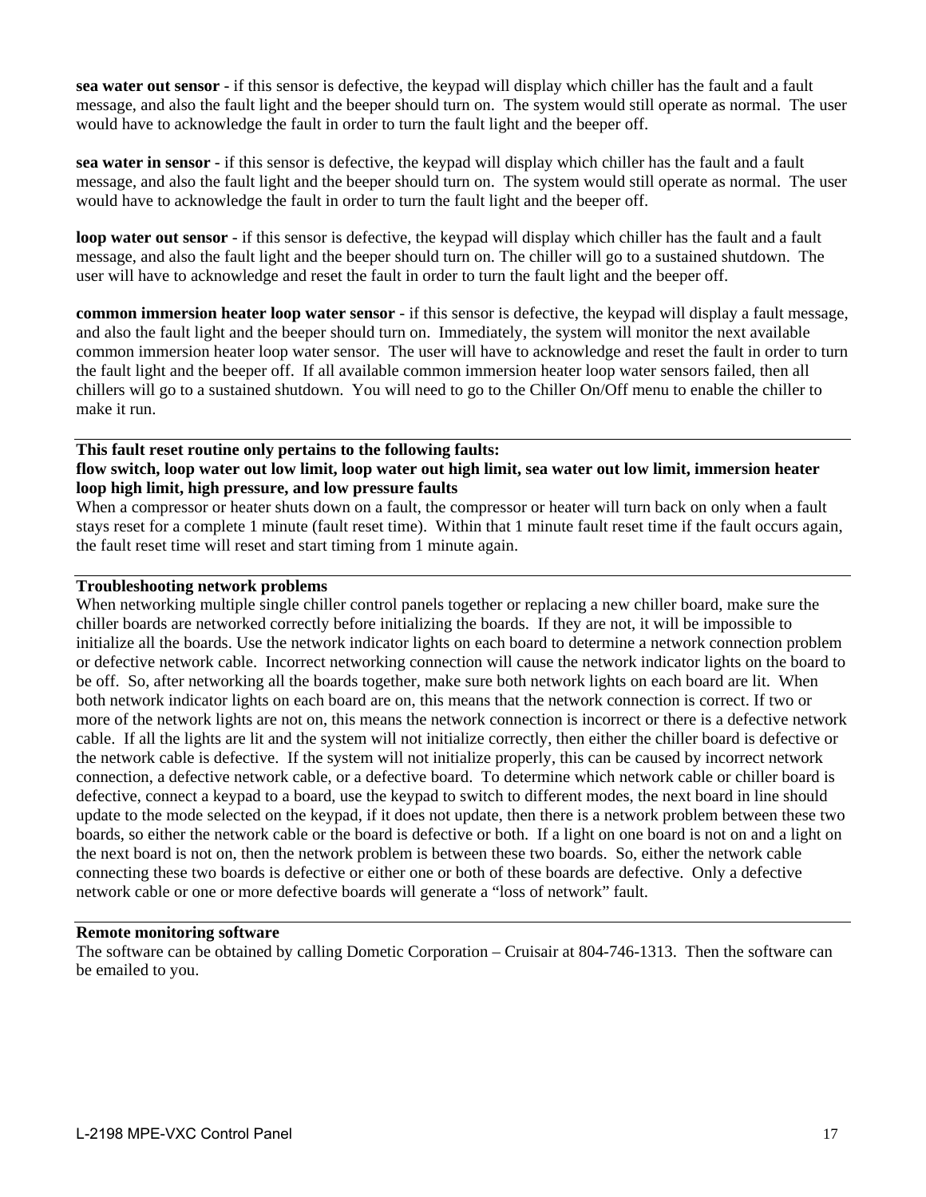**sea water out sensor** - if this sensor is defective, the keypad will display which chiller has the fault and a fault message, and also the fault light and the beeper should turn on. The system would still operate as normal. The user would have to acknowledge the fault in order to turn the fault light and the beeper off.

**sea water in sensor** - if this sensor is defective, the keypad will display which chiller has the fault and a fault message, and also the fault light and the beeper should turn on. The system would still operate as normal. The user would have to acknowledge the fault in order to turn the fault light and the beeper off.

**loop water out sensor** - if this sensor is defective, the keypad will display which chiller has the fault and a fault message, and also the fault light and the beeper should turn on. The chiller will go to a sustained shutdown. The user will have to acknowledge and reset the fault in order to turn the fault light and the beeper off.

**common immersion heater loop water sensor** - if this sensor is defective, the keypad will display a fault message, and also the fault light and the beeper should turn on. Immediately, the system will monitor the next available common immersion heater loop water sensor. The user will have to acknowledge and reset the fault in order to turn the fault light and the beeper off. If all available common immersion heater loop water sensors failed, then all chillers will go to a sustained shutdown. You will need to go to the Chiller On/Off menu to enable the chiller to make it run.

**This fault reset routine only pertains to the following faults:**
**flow switch, loop water out low limit, loop water out high limit, sea water out low limit, immersion heater loop high limit, high pressure, and low pressure faults**

When a compressor or heater shuts down on a fault, the compressor or heater will turn back on only when a fault stays reset for a complete 1 minute (fault reset time). Within that 1 minute fault reset time if the fault occurs again, the fault reset time will reset and start timing from 1 minute again.

**Troubleshooting network problems**

When networking multiple single chiller control panels together or replacing a new chiller board, make sure the chiller boards are networked correctly before initializing the boards. If they are not, it will be impossible to initialize all the boards. Use the network indicator lights on each board to determine a network connection problem or defective network cable. Incorrect networking connection will cause the network indicator lights on the board to be off. So, after networking all the boards together, make sure both network lights on each board are lit. When both network indicator lights on each board are on, this means that the network connection is correct. If two or more of the network lights are not on, this means the network connection is incorrect or there is a defective network cable. If all the lights are lit and the system will not initialize correctly, then either the chiller board is defective or the network cable is defective. If the system will not initialize properly, this can be caused by incorrect network connection, a defective network cable, or a defective board. To determine which network cable or chiller board is defective, connect a keypad to a board, use the keypad to switch to different modes, the next board in line should update to the mode selected on the keypad, if it does not update, then there is a network problem between these two boards, so either the network cable or the board is defective or both. If a light on one board is not on and a light on the next board is not on, then the network problem is between these two boards. So, either the network cable connecting these two boards is defective or either one or both of these boards are defective. Only a defective network cable or one or more defective boards will generate a "loss of network" fault.

**Remote monitoring software**

The software can be obtained by calling Dometic Corporation – Cruisair at 804-746-1313. Then the software can be emailed to you.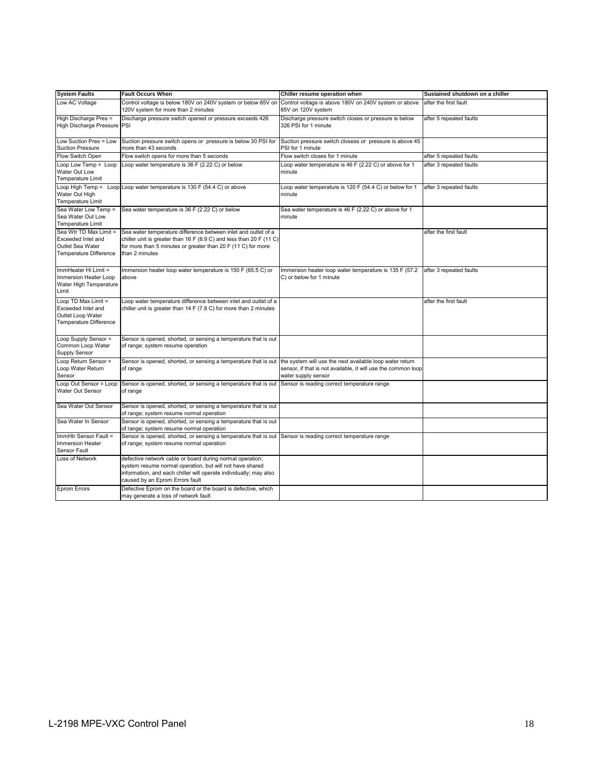| System Faults | Fault Occurs When | Chiller resume operation when | Sustained shutdown on a chiller |
|---|---|---|---|
| Low AC Voltage | Control voltage is below 180V on 240V system or below 85V on 120V system for more than 2 minutes | Control voltage is above 180V on 240V system or above 85V on 120V system | after the first fault |
| High Discharge Pres = High Discharge Pressure | Discharge pressure switch opened or pressure exceeds 426 PSI | Discharge pressure switch closes or pressure is below 326 PSI for 1 minute | after 5 repeated faults |
| Low Suction Pres = Low Suction Pressure | Suction pressure switch opens or pressure is below 30 PSI for more than 43 seconds | Suction pressure switch closess or pressure is above 45 PSI for 1 minute | |
| Flow Switch Open | Flow switch opens for more than 5 seconds | Flow switch closes for 1 minute | after 5 repeated faults |
| Loop Low Temp = Loop Water Out Low Temperature Limit | Loop water temperature is 36 F (2.22 C) or below | Loop water temperature is 46 F (2.22 C) or above for 1 minute | after 3 repeated faults |
| Loop High Temp = Loop Water Out High Temperature Limit | Loop water temperature is 130 F (54.4 C) or above | Loop water temperature is 120 F (54.4 C) or below for 1 minute | after 3 repeated faults |
| Sea Water Low Temp = Sea Water Out Low Temperature Limit | Sea water temperature is 36 F (2.22 C) or below | Sea water temperature is 46 F (2.22 C) or above for 1 minute | |
| Sea Wtr TD Max Limit = Exceeded Inlet and Outlet Sea Water Temperature Difference | Sea water temperature difference between inlet and outlet of a chiller unit is greater than 16 F (8.9 C) and less than 20 F (11 C) for more than 5 minutes or greater than 20 F (11 C) for more than 2 minutes | | after the first fault |
| ImmHeater Hi Limit = Immersion Heater Loop Water High Temperature Limit | Immersion heater loop water temperature is 150 F (65.5 C) or above | Immersion heater loop water temperature is 135 F (57.2 C) or below for 1 minute | after 3 repeated faults |
| Loop TD Max Limit = Exceeded Inlet and Outlet Loop Water Temperature Difference | Loop water temperature difference between inlet and outlet of a chiller unit is greater than 14 F (7.8 C) for more than 2 minutes | | after the first fault |
| Loop Supply Sensor = Common Loop Water Supply Sensor | Sensor is opened, shorted, or sensing a temperature that is out of range; system resume operation | | |
| Loop Return Sensor = Loop Water Return Sensor | Sensor is opened, shorted, or sensing a temperature that is out of range | the system will use the next available loop water return sensor, if that is not available, it will use the common loop water supply sensor | |
| Loop Out Sensor = Loop Water Out Sensor | Sensor is opened, shorted, or sensing a temperature that is out of range | Sensor is reading correct temperature range | |
| Sea Water Out Sensor | Sensor is opened, shorted, or sensing a temperature that is out of range; system resume normal operation | | |
| Sea Water In Sensor | Sensor is opened, shorted, or sensing a temperature that is out of range; system resume normal operation | | |
| ImmHtr Sensor Fault = Immersion Heater Sensor Fault | Sensor is opened, shorted, or sensing a temperature that is out of range; system resume normal operation | Sensor is reading correct temperature range | |
| Loss of Network | defective network cable or board during normal operation; system resume normal operation, but will not have shared information, and each chiller will operate individually; may also caused by an Eprom Errors fault | | |
| Eprom Errors | Defective Eprom on the board or the board is defective, which may generate a loss of network fault | | |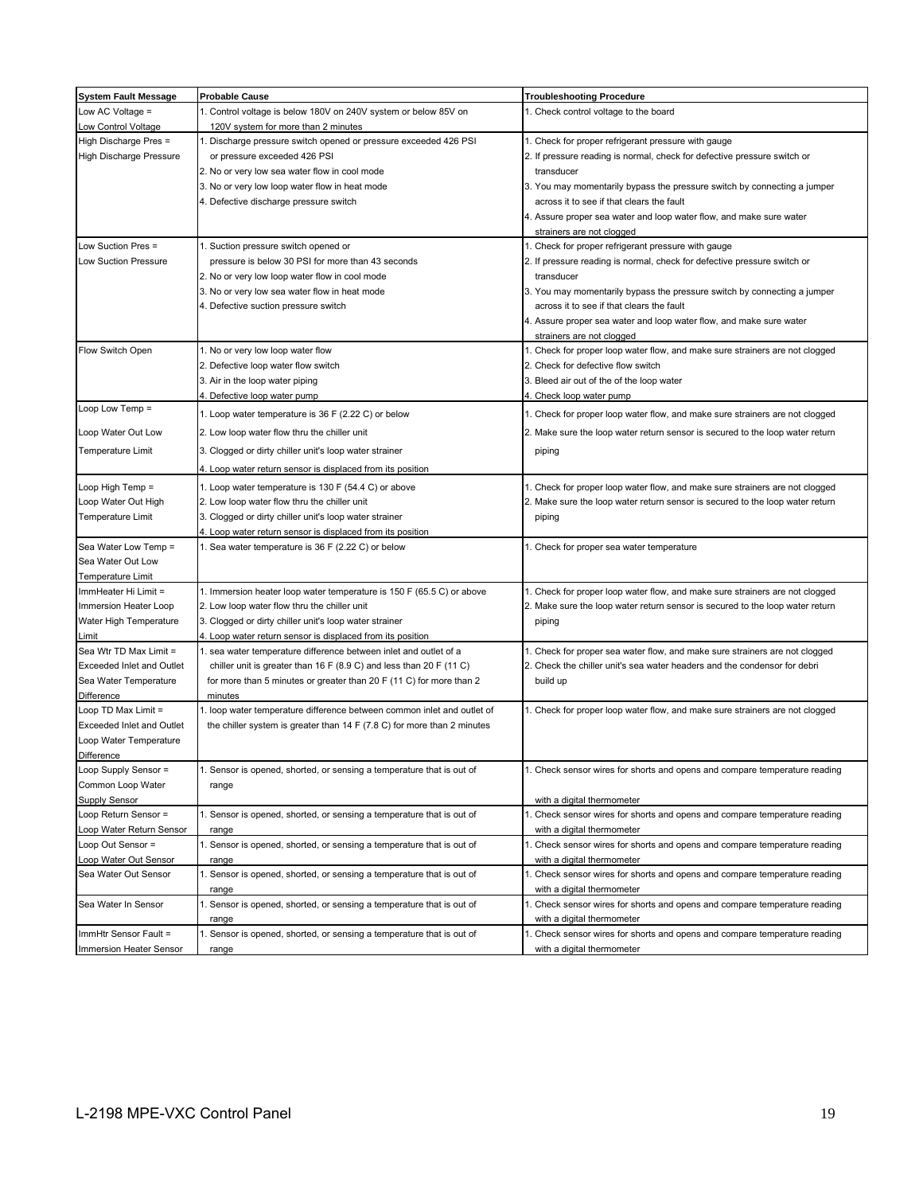| System Fault Message | Probable Cause | Troubleshooting Procedure |
|---|---|---|
| Low AC Voltage = Low Control Voltage | 1. Control voltage is below 180V on 240V system or below 85V on 120V system for more than 2 minutes | 1. Check control voltage to the board |
| High Discharge Pres = High Discharge Pressure | 1. Discharge pressure switch opened or pressure exceeded 426 PSI or pressure exceeded 426 PSI<br>2. No or very low sea water flow in cool mode<br>3. No or very low loop water flow in heat mode<br>4. Defective discharge pressure switch | 1. Check for proper refrigerant pressure with gauge<br>2. If pressure reading is normal, check for defective pressure switch or transducer<br>3. You may momentarily bypass the pressure switch by connecting a jumper across it to see if that clears the fault<br>4. Assure proper sea water and loop water flow, and make sure water strainers are not clogged |
| Low Suction Pres = Low Suction Pressure | 1. Suction pressure switch opened or pressure is below 30 PSI for more than 43 seconds<br>2. No or very low loop water flow in cool mode<br>3. No or very low sea water flow in heat mode<br>4. Defective suction pressure switch | 1. Check for proper refrigerant pressure with gauge<br>2. If pressure reading is normal, check for defective pressure switch or transducer<br>3. You may momentarily bypass the pressure switch by connecting a jumper across it to see if that clears the fault<br>4. Assure proper sea water and loop water flow, and make sure water strainers are not clogged |
| Flow Switch Open | 1. No or very low loop water flow<br>2. Defective loop water flow switch<br>3. Air in the loop water piping<br>4. Defective loop water pump | 1. Check for proper loop water flow, and make sure strainers are not clogged<br>2. Check for defective flow switch<br>3. Bleed air out of the of the loop water<br>4. Check loop water pump |
| Loop Low Temp = Loop Water Out Low Temperature Limit | 1. Loop water temperature is 36 F (2.22 C) or below<br>2. Low loop water flow thru the chiller unit<br>3. Clogged or dirty chiller unit's loop water strainer<br>4. Loop water return sensor is displaced from its position | 1. Check for proper loop water flow, and make sure strainers are not clogged<br>2. Make sure the loop water return sensor is secured to the loop water return piping |
| Loop High Temp = Loop Water Out High Temperature Limit | 1. Loop water temperature is 130 F (54.4 C) or above<br>2. Low loop water flow thru the chiller unit<br>3. Clogged or dirty chiller unit's loop water strainer<br>4. Loop water return sensor is displaced from its position | 1. Check for proper loop water flow, and make sure strainers are not clogged<br>2. Make sure the loop water return sensor is secured to the loop water return piping |
| Sea Water Low Temp = Sea Water Out Low Temperature Limit | 1. Sea water temperature is 36 F (2.22 C) or below | 1. Check for proper sea water temperature |
| ImmHeater Hi Limit = Immersion Heater Loop Water High Temperature Limit | 1. Immersion heater loop water temperature is 150 F (65.5 C) or above<br>2. Low loop water flow thru the chiller unit<br>3. Clogged or dirty chiller unit's loop water strainer<br>4. Loop water return sensor is displaced from its position | 1. Check for proper loop water flow, and make sure strainers are not clogged<br>2. Make sure the loop water return sensor is secured to the loop water return piping |
| Sea Wtr TD Max Limit = Exceeded Inlet and Outlet Sea Water Temperature Difference | 1. sea water temperature difference between inlet and outlet of a chiller unit is greater than 16 F (8.9 C) and less than 20 F (11 C) for more than 5 minutes or greater than 20 F (11 C) for more than 2 minutes | 1. Check for proper sea water flow, and make sure strainers are not clogged<br>2. Check the chiller unit's sea water headers and the condensor for debri build up |
| Loop TD Max Limit = Exceeded Inlet and Outlet Loop Water Temperature Difference | 1. loop water temperature difference between common inlet and outlet of the chiller system is greater than 14 F (7.8 C) for more than 2 minutes | 1. Check for proper loop water flow, and make sure strainers are not clogged |
| Loop Supply Sensor = Common Loop Water Supply Sensor | 1. Sensor is opened, shorted, or sensing a temperature that is out of range | 1. Check sensor wires for shorts and opens and compare temperature reading with a digital thermometer |
| Loop Return Sensor = Loop Water Return Sensor | 1. Sensor is opened, shorted, or sensing a temperature that is out of range | 1. Check sensor wires for shorts and opens and compare temperature reading with a digital thermometer |
| Loop Out Sensor = Loop Water Out Sensor | 1. Sensor is opened, shorted, or sensing a temperature that is out of range | 1. Check sensor wires for shorts and opens and compare temperature reading with a digital thermometer |
| Sea Water Out Sensor | 1. Sensor is opened, shorted, or sensing a temperature that is out of range | 1. Check sensor wires for shorts and opens and compare temperature reading with a digital thermometer |
| Sea Water In Sensor | 1. Sensor is opened, shorted, or sensing a temperature that is out of range | 1. Check sensor wires for shorts and opens and compare temperature reading with a digital thermometer |
| ImmHtr Sensor Fault = Immersion Heater Sensor | 1. Sensor is opened, shorted, or sensing a temperature that is out of range | 1. Check sensor wires for shorts and opens and compare temperature reading with a digital thermometer |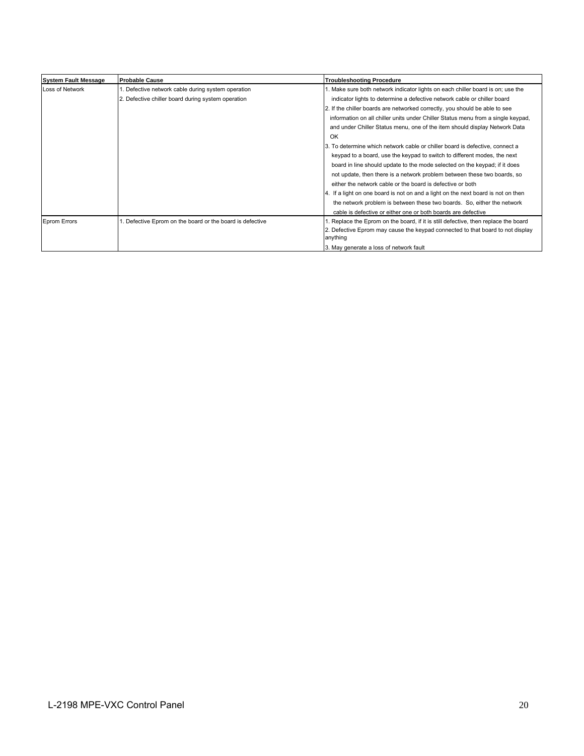| System Fault Message | Probable Cause | Troubleshooting Procedure |
|---|---|---|
| Loss of Network | 1. Defective network cable during system operation<br>2. Defective chiller board during system operation | 1. Make sure both network indicator lights on each chiller board is on; use the indicator lights to determine a defective network cable or chiller board<br>2. If the chiller boards are networked correctly, you should be able to see information on all chiller units under Chiller Status menu from a single keypad, and under Chiller Status menu, one of the item should display Network Data OK<br>3. To determine which network cable or chiller board is defective, connect a keypad to a board, use the keypad to switch to different modes, the next board in line should update to the mode selected on the keypad; if it does not update, then there is a network problem between these two boards, so either the network cable or the board is defective or both<br>4. If a light on one board is not on and a light on the next board is not on then the network problem is between these two boards. So, either the network cable is defective or either one or both boards are defective |
| Eprom Errors | 1. Defective Eprom on the board or the board is defective | 1. Replace the Eprom on the board, if it is still defective, then replace the board<br>2. Defective Eprom may cause the keypad connected to that board to not display anything<br>3. May generate a loss of network fault |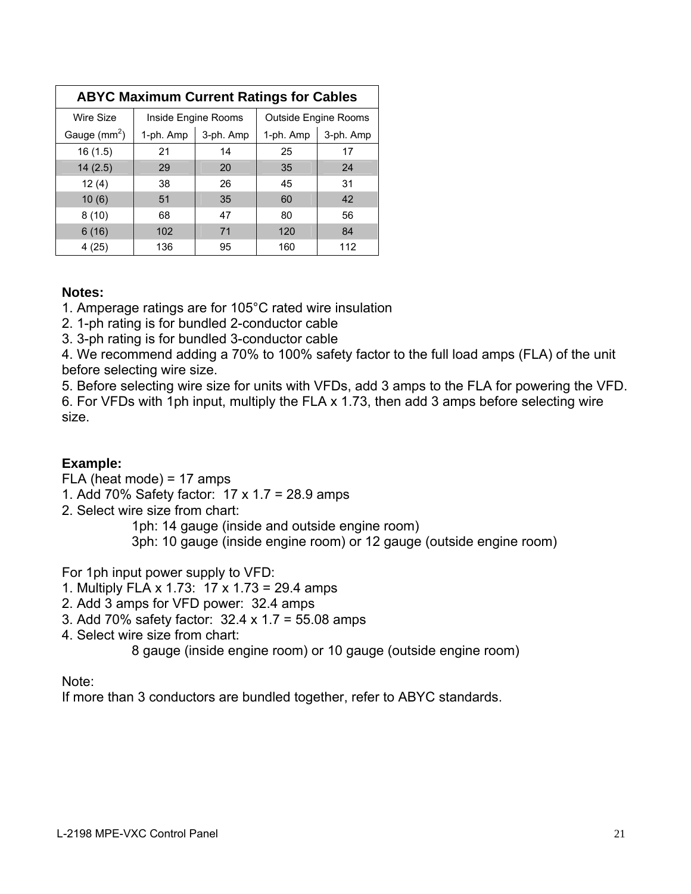| ABYC Maximum Current Ratings for Cables | | | | |
|---|---|---|---|---|
| Wire Size | Inside Engine Rooms | | Outside Engine Rooms | |
| Gauge ($mm^2$) | 1-ph. Amp | 3-ph. Amp | 1-ph. Amp | 3-ph. Amp |
| 16 (1.5) | 21 | 14 | 25 | 17 |
| 14 (2.5) | 29 | 20 | 35 | 24 |
| 12 (4) | 38 | 26 | 45 | 31 |
| 10 (6) | 51 | 35 | 60 | 42 |
| 8 (10) | 68 | 47 | 80 | 56 |
| 6 (16) | 102 | 71 | 120 | 84 |
| 4 (25) | 136 | 95 | 160 | 112 |

**Notes:**

1. Amperage ratings are for 105°C rated wire insulation
2. 1-ph rating is for bundled 2-conductor cable
3. 3-ph rating is for bundled 3-conductor cable
4. We recommend adding a 70% to 100% safety factor to the full load amps (FLA) of the unit before selecting wire size.
5. Before selecting wire size for units with VFDs, add 3 amps to the FLA for powering the VFD.
6. For VFDs with 1ph input, multiply the FLA x 1.73, then add 3 amps before selecting wire size.

**Example:**

FLA (heat mode) = 17 amps

1. Add 70% Safety factor: 17 x 1.7 = 28.9 amps
2. Select wire size from chart:
   1ph: 14 gauge (inside and outside engine room)
   3ph: 10 gauge (inside engine room) or 12 gauge (outside engine room)

For 1ph input power supply to VFD:

1. Multiply FLA x 1.73: 17 x 1.73 = 29.4 amps
2. Add 3 amps for VFD power: 32.4 amps
3. Add 70% safety factor: 32.4 x 1.7 = 55.08 amps
4. Select wire size from chart:
   8 gauge (inside engine room) or 10 gauge (outside engine room)

Note:
If more than 3 conductors are bundled together, refer to ABYC standards.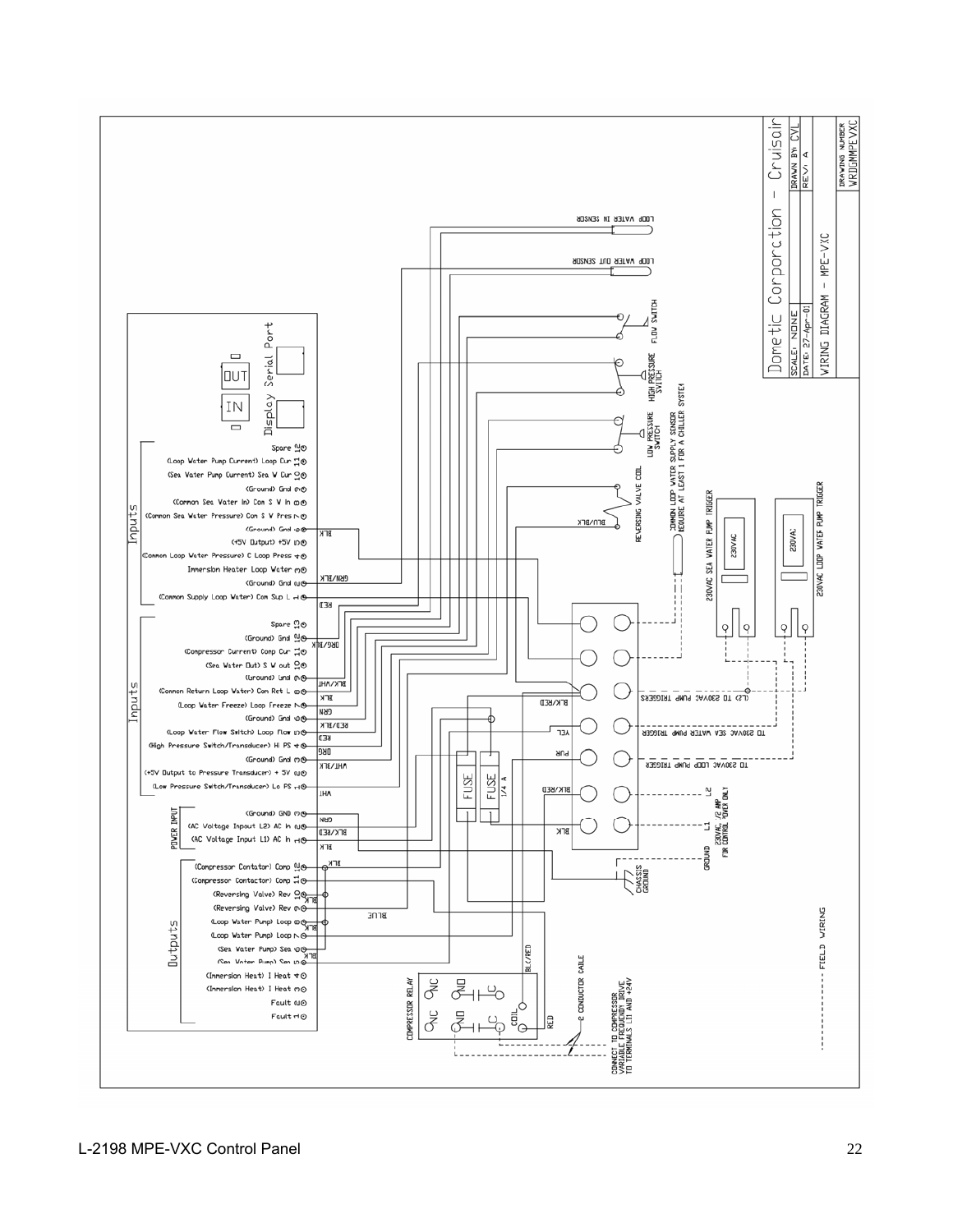# Dometic Corporation - Cruisair

| SCALE: NONE | DRAWN BY: CVL |
| --- | --- |
| DATE: 27-Apr-01 | REV: A |
| WIRING DIAGRAM - MPE-VXC | DRAWING NUMBER WRDGMMPEVXC |

**Display / Serial Port:** IN, OUT

**Inputs**

1. (Common Supply Loop Water) Com Sup L
2. (Ground) Gnd
3. Immersion Heater Loop Water
4. (Common Loop Water Pressure) C Loop Press
5. (+5V Output) +5V
6. (Ground) Gnd
7. (Common Sea Water Pressure) Com S W Pres
8. (Common Sea Water In) Com S W In
9. (Ground) Gnd
10. (Sea Water Pump Current) Sea W Cur
11. (Loop Water Pump Current) Loop Cur
12. Spare

**Inputs**

1. (Low Pressure Switch/Transducer) Lo PS
2. (+5V Output to Pressure Transducer) + 5V
3. (Ground) Gnd
4. (High Pressure Switch/Transducer) Hi PS
5. (Loop Water Flow Switch) Loop Flow
6. (Ground) Gnd
7. (Loop Water Freeze) Loop Freeze
8. (Common Return Loop Water) Con Ret L
9. (Ground) Gnd
10. (Sea Water Out) S W out
11. (Compressor Current) Comp Cur
12. (Ground) Gnd
13. Spare

**Power Input**

1. (AC Voltage Input L1) AC In
2. (AC Voltage Inpout L2) AC In
3. (Ground) GND

**Outputs**

1. Fault
2. Fault
3. (Immersion Heat) I Heat
4. (Immersion Heat) I Heat
5. (Sea Water Pump) Sea
6. (Sea Water Pump) Sea
7. (Loop Water Pump) Loop
8. (Loop Water Pump) Loop
9. (Reversing Valve) Rev
10. (Reversing Valve) Rev
11. (Compressor Contactor) Comp
12. (Compressor Contator) Comp

**Wire colors:** BLK, GRN/BLK, RED, ORG/BLK, BLK/WHT, BLK, GRN, RED/BLK, RED, ORG, WHT/BLK, WHT, GRN, BLK/RED, BLK, BLUE, BLK/RED, BLK/RED, YEL, PUR, BLU/BLK, RED

**Components and field wiring labels:**

- LOOP WATER IN SENSOR
- LOOP WATER OUT SENSOR
- FLOW SWITCH
- HIGH PRESSURE SWITCH
- LOW PRESSURE SWITCH
- COMMON LOOP WATER SUPPLY SENSOR REQUIRE AT LEAST 1 FOR A CHILLER SYSTEM
- REVERSING VALVE COIL
- 230VAC SEA WATER PUMP TRIGGER (230VAC)
- 230VAC LOOP WATER PUMP TRIGGER (230VAC)
- FUSE
- FUSE 1/4 A
- (L2) TO 230VAC PUMP TRIGGERS
- TO 230VAC SEA WATER PUMP TRIGGER
- TO 230VAC LOOP PUMP TRIGGER
- L2
- L1 230VAC, /2 AMP FOR CONTROL POWER ONLY
- GROUND
- CHASSIS GROUND
- COMPRESSOR RELAY: NC, NO, C, NC, NO, C, COIL
- BLK/RED
- RED
- 2 CONDUCTOR CABLE
- CONNECT TO COMPRESSOR VARIABLE FREQUENCY DRIVE TO TERMINALS LI1 AND +24V
- ------------ FIELD WIRING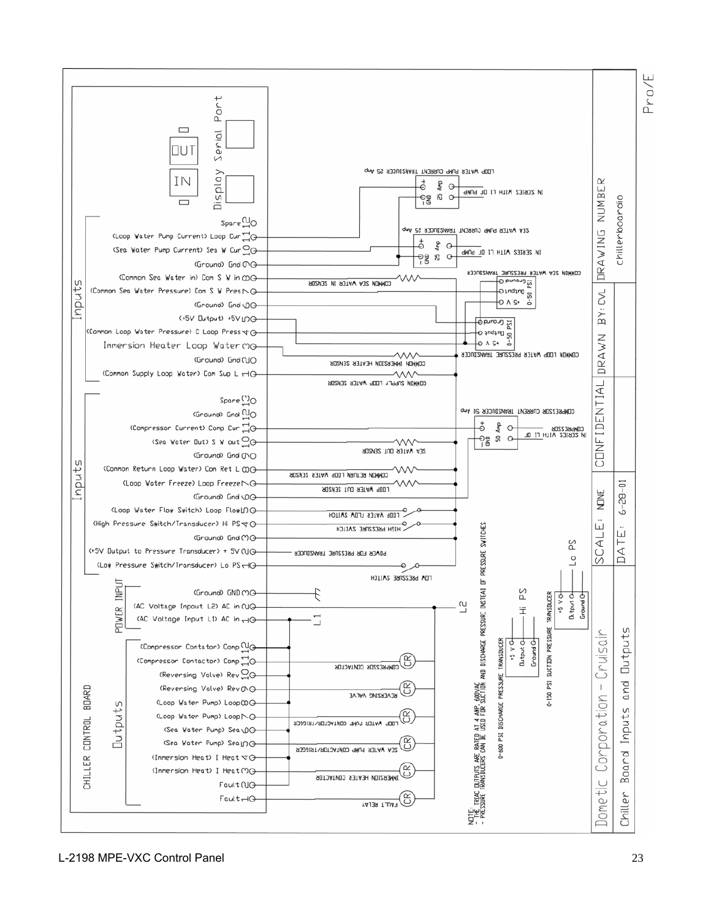# Chiller Board Inputs and Outputs

Dometic Corporation - Cruisair

| DRAWING NUMBER | chillerboardio |
|---|---|
| DRAWN BY: | CVL |
| CONFIDENTIAL | |
| SCALE: | NONE |
| DATE: | 6-28-01 |

## CHILLER CONTROL BOARD

Display Serial Port: IN / OUT

### Inputs

| Pin | Terminal | Connection |
|---|---|---|
| 12 | Spare | |
| 11 | (Loop Water Pump Current) Loop Cur | LOOP WATER PUMP CURRENT TRANSDUCER 25 Amp (+, GND), IN SERIES WITH L1 OF PUMP |
| 10 | (Sea Water Pump Current) Sea W Cur | SEA WATER PUMP CURRENT TRANSDUCER 25 Amp (+, GND), IN SERIES WITH L1 OF PUMP |
| 9 | (Ground) Gnd | |
| 8 | (Common Sea Water in) Com S W in | COMMON SEA WATER IN SENSOR |
| 7 | (Common Sea Water Pressure) Com S W Pres | COMMON SEA WATER PRESSURE TRANSDUCER 0-50 PSI (Ground, Output, +5 V) |
| 6 | (Ground) Gnd | |
| 5 | (+5V Output) +5V | |
| 4 | (Common Loop Water Pressure) C Loop Press | COMMON LOOP WATER PRESSURE TRANSDUCER 0-50 PSI (Ground, Output, +5 V) |
| 3 | Immersion Heater Loop Water | COMMON IMMERSION HEATER SENSOR |
| 2 | (Ground) Gnd | |
| 1 | (Common Supply Loop Water) Com Sup L | COMMON SUPPLY LOOP WATER SENSOR |

### Inputs

| Pin | Terminal | Connection |
|---|---|---|
| 13 | Spare | |
| 12 | (Ground) Gnd | |
| 11 | (Compressor Current) Comp Cur | COMPRESSOR CURRENT TRANSDUCER 50 Amp (+, GND), IN SERIES WITH L1 OF COMPRESSOR |
| 10 | (Sea Water Out) S W out | SEA WATER OUT SENSOR |
| 9 | (Ground) Gnd | |
| 8 | (Common Return Loop Water) Com Ret L | COMMON RETURN LOOP WATER SENSOR |
| 7 | (Loop Water Freeze) Loop Freeze | LOOP WATER OUT SENSOR |
| 6 | (Ground) Gnd | |
| 5 | (Loop Water Flow Switch) Loop Flow | LOOP WATER FLOW SWITCH |
| 4 | (High Pressure Switch/Transducer) Hi PS | HIGH PRESSURE SWITCH |
| 3 | (Ground) Gnd | |
| 2 | (+5V Output to Pressure Transducer) + 5V | POWER FOR PRESSURE TRANSDUCER |
| 1 | (Low Pressure Switch/Transducer) Lo PS | LOW PRESSURE SWITCH |

### POWER INPUT

| Pin | Terminal | Connection |
|---|---|---|
| 3 | (Ground) GND | Ground |
| 2 | (AC Voltage Inpout L2) AC in | L2 |
| 1 | (AC Voltage Input L1) AC in | L1 |

### Outputs

| Pin | Terminal | Connection |
|---|---|---|
| 12 | (Compressor Contator) Comp | COMPRESSOR CONTACTOR (CR) |
| 11 | (Compressor Contactor) Comp | |
| 10 | (Reversing Valve) Rev | REVERSING VALVE (CR) |
| 9 | (Reversing Valve) Rev | |
| 8 | (Loop Water Pump) Loop | LOOP WATER PUMP CONTACTOR/TRIGGER (CR) |
| 7 | (Loop Water Pump) Loop | |
| 6 | (Sea Water Pump) Sea | SEA WATER PUMP CONTACTOR/TRIGGER (CR) |
| 5 | (Sea Water Pump) Sea | |
| 4 | (Immersion Heat) I Heat | IMMERSION HEATER CONTACTOR (CR) |
| 3 | (Immersion Heat) I Heat | |
| 2 | Fault | FAULT RELAY (CR) |
| 1 | Fault | |

0-600 PSI DISCHARGE PRESSURE TRANSDUCER (+5 V, Output, Ground) — Hi PS

0-150 PSI SUCTION PRESSURE TRANSDUCER (+5 V, Output, Ground) — Lo PS

NOTE:
- THE TRIAC OUTPUTS ARE RATED AT 4 AMP, 600VAC
- PRESSURE TRANSDUCERS CAN BE USED FOR SUCTION AND DISCHARGE PRESSURE INSTEAD OF PRESSURE SWITCHES

Pro/E

L-2198 MPE-VXC Control Panel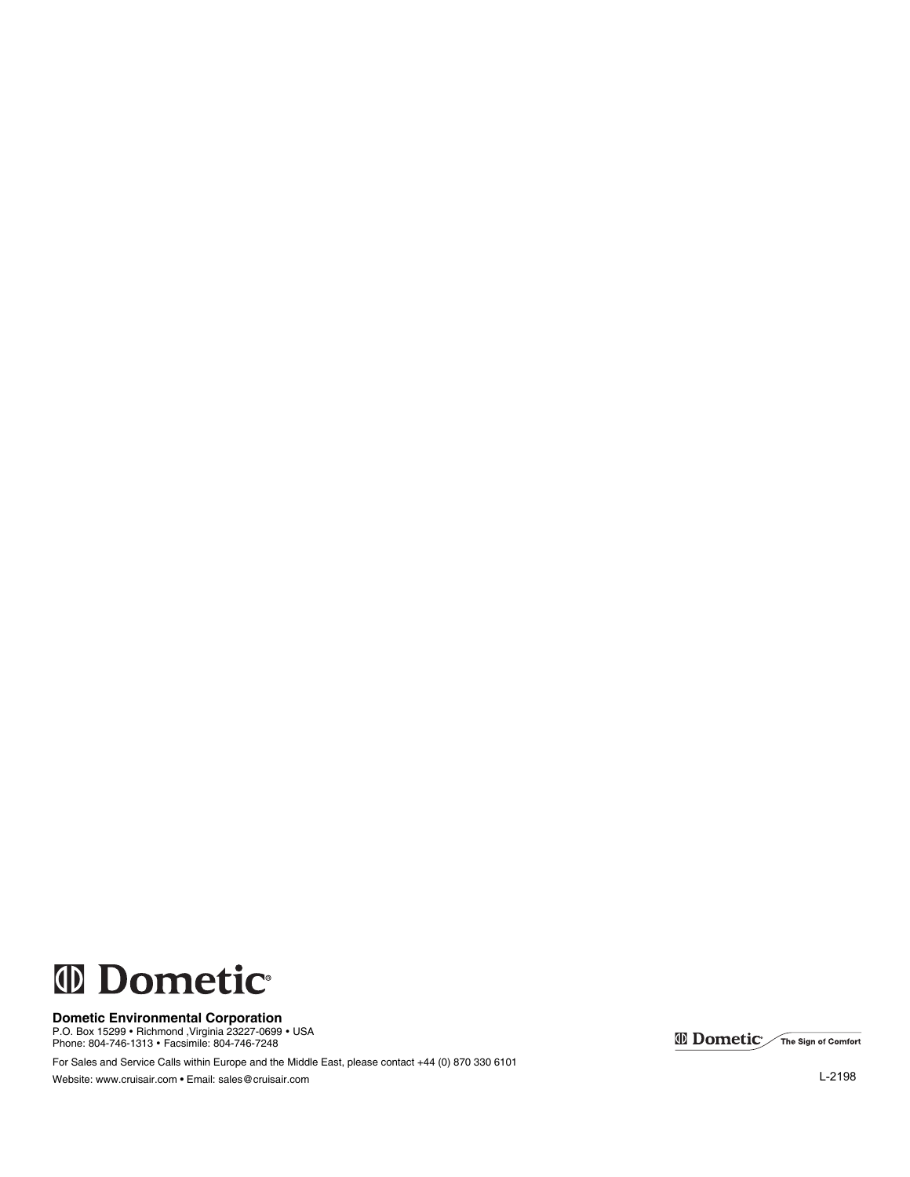# Dometic®

**Dometic Environmental Corporation**
P.O. Box 15299 • Richmond ,Virginia 23227-0699 • USA
Phone: 804-746-1313 • Facsimile: 804-746-7248

For Sales and Service Calls within Europe and the Middle East, please contact +44 (0) 870 330 6101

Website: www.cruisair.com • Email: sales@cruisair.com

Dometic® The Sign of Comfort

L-2198